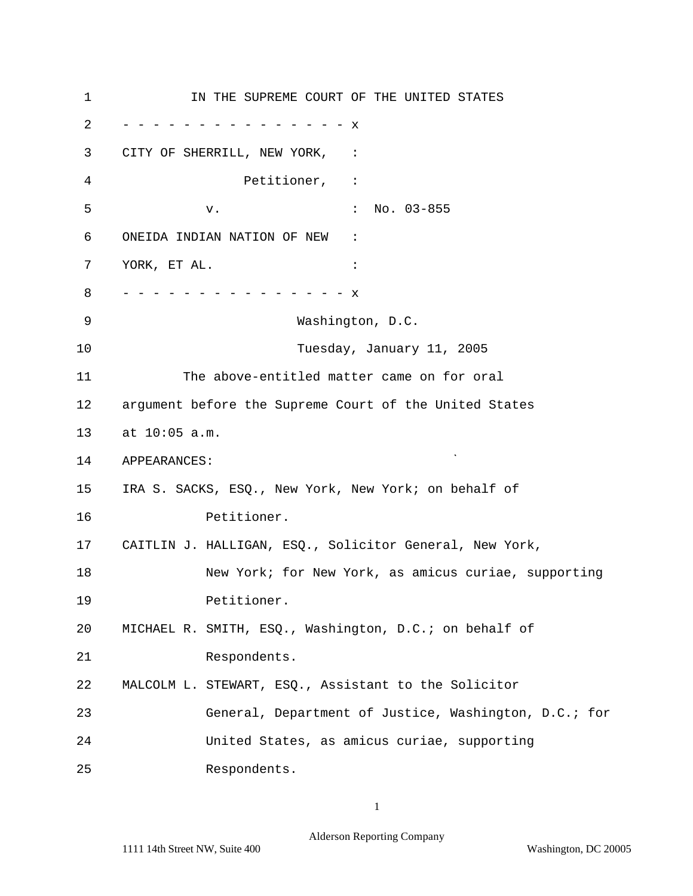IN THE SUPREME COURT OF THE UNITED STATES

- - - - - - - - - - - - - - - - x

CITY OF SHERRILL, NEW YORK, :

Petitioner, :

v. : No. 03-855

ONEIDA INDIAN NATION OF NEW :

YORK, ET AL. :

- - - - - - - - - - - - - - - - x

Washington, D.C.

Tuesday, January 11, 2005

The above-entitled matter came on for oral argument before the Supreme Court of the United States at 10:05 a.m.

APPEARANCES:

IRA S. SACKS, ESQ., New York, New York; on behalf of Petitioner.

CAITLIN J. HALLIGAN, ESQ., Solicitor General, New York, New York; for New York, as amicus curiae, supporting Petitioner.

MICHAEL R. SMITH, ESQ., Washington, D.C.; on behalf of Respondents.

MALCOLM L. STEWART, ESQ., Assistant to the Solicitor General, Department of Justice, Washington, D.C.; for United States, as amicus curiae, supporting Respondents.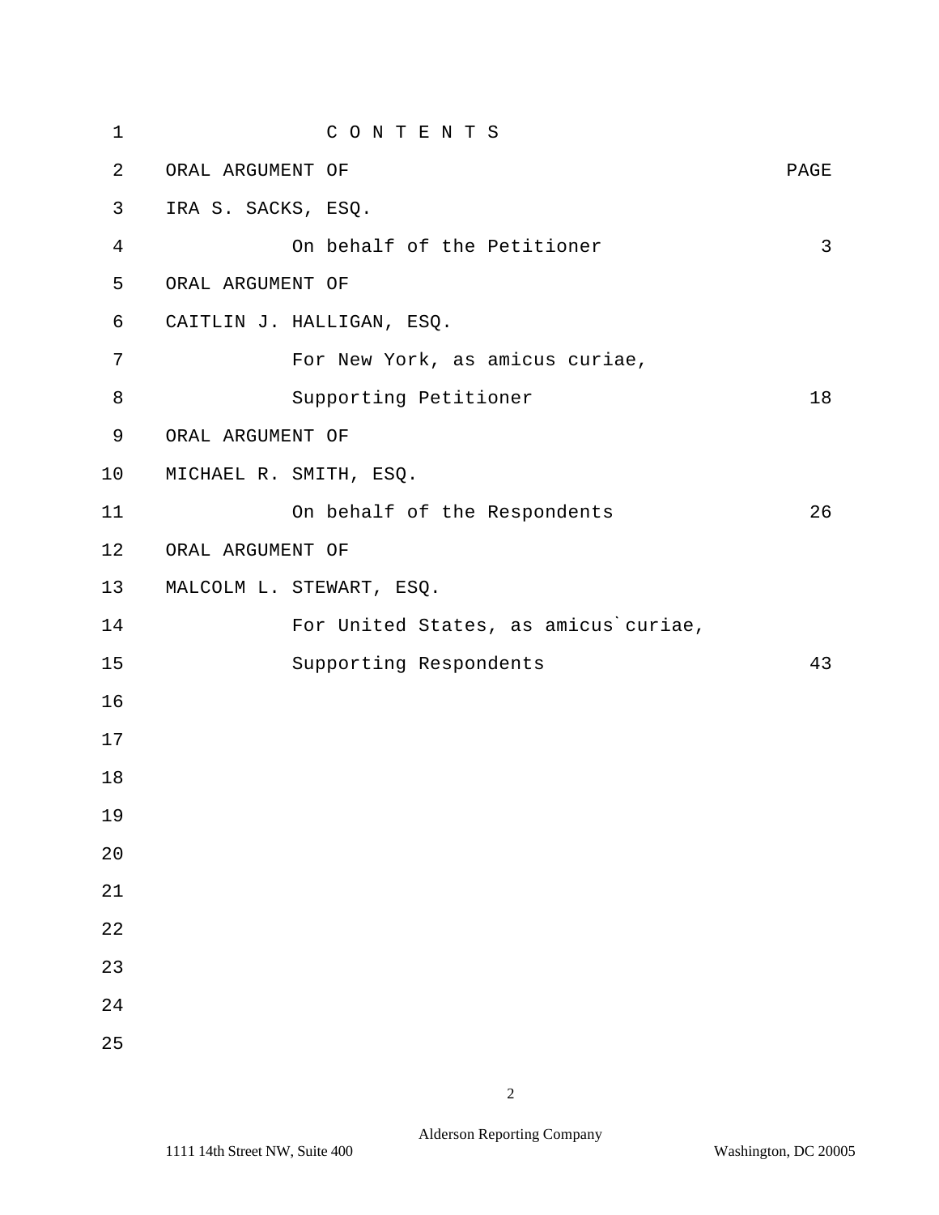# C O N T E N T S

| ORAL ARGUMENT OF | PAGE |
| --- | --- |
| IRA S. SACKS, ESQ. | |
| On behalf of the Petitioner | 3 |
| ORAL ARGUMENT OF | |
| CAITLIN J. HALLIGAN, ESQ. | |
| For New York, as amicus curiae, | |
| Supporting Petitioner | 18 |
| ORAL ARGUMENT OF | |
| MICHAEL R. SMITH, ESQ. | |
| On behalf of the Respondents | 26 |
| ORAL ARGUMENT OF | |
| MALCOLM L. STEWART, ESQ. | |
| For United States, as amicus`curiae, | |
| Supporting Respondents | 43 |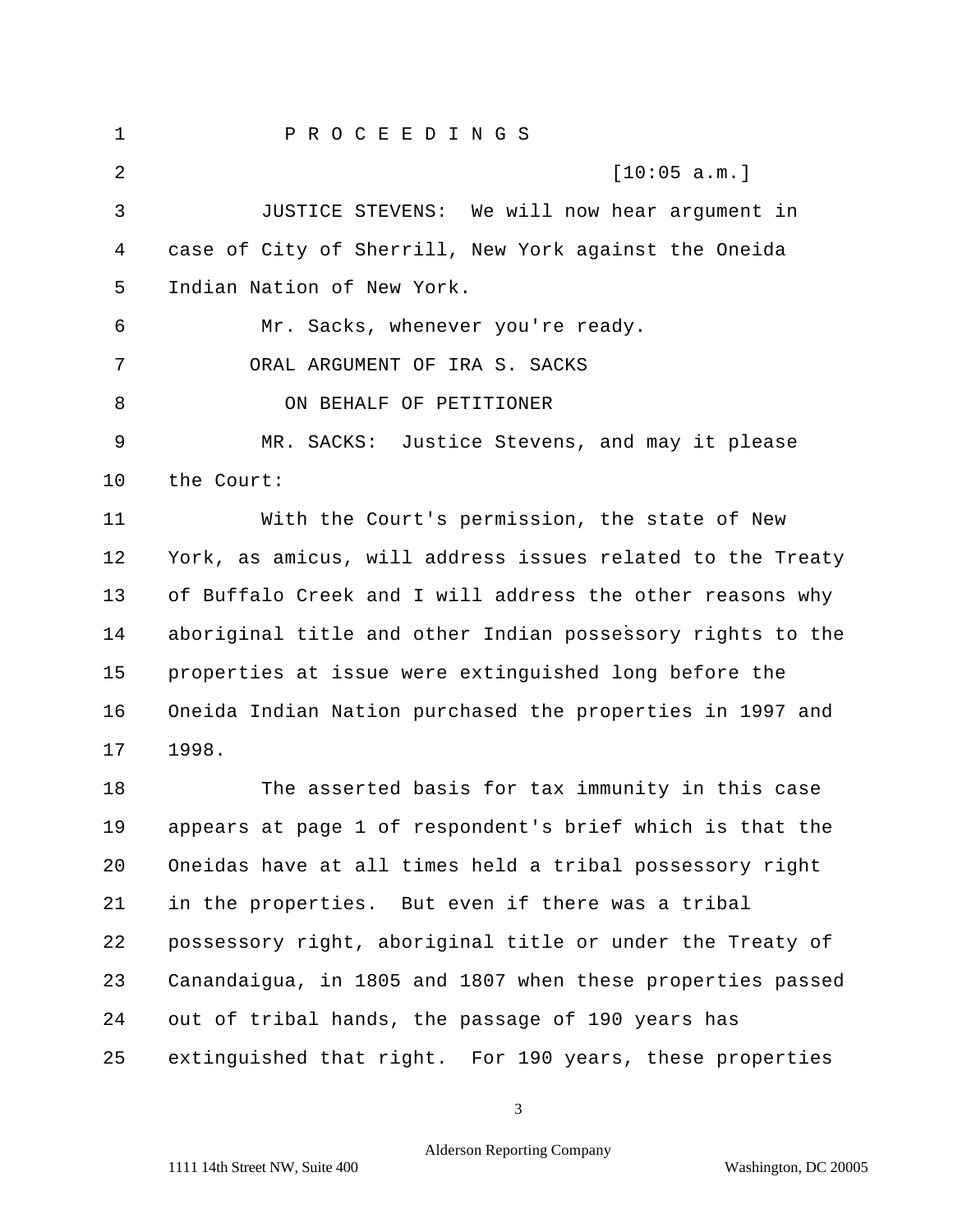P R O C E E D I N G S

[10:05 a.m.]

JUSTICE STEVENS: We will now hear argument in case of City of Sherrill, New York against the Oneida Indian Nation of New York.

Mr. Sacks, whenever you're ready.

ORAL ARGUMENT OF IRA S. SACKS

ON BEHALF OF PETITIONER

MR. SACKS: Justice Stevens, and may it please the Court:

With the Court's permission, the state of New York, as amicus, will address issues related to the Treaty of Buffalo Creek and I will address the other reasons why aboriginal title and other Indian possessory rights to the properties at issue were extinguished long before the Oneida Indian Nation purchased the properties in 1997 and 1998.

The asserted basis for tax immunity in this case appears at page 1 of respondent's brief which is that the Oneidas have at all times held a tribal possessory right in the properties. But even if there was a tribal possessory right, aboriginal title or under the Treaty of Canandaigua, in 1805 and 1807 when these properties passed out of tribal hands, the passage of 190 years has extinguished that right. For 190 years, these properties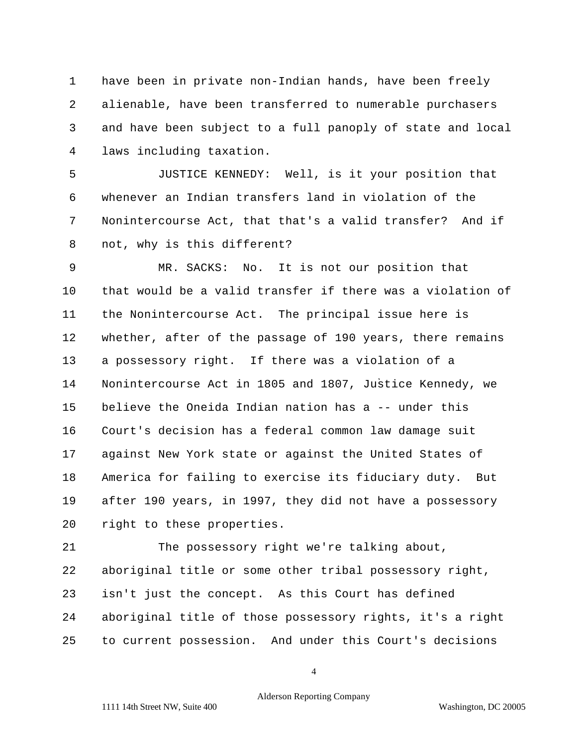have been in private non-Indian hands, have been freely alienable, have been transferred to numerable purchasers and have been subject to a full panoply of state and local laws including taxation.

JUSTICE KENNEDY: Well, is it your position that whenever an Indian transfers land in violation of the Nonintercourse Act, that that's a valid transfer? And if not, why is this different?

MR. SACKS: No. It is not our position that that would be a valid transfer if there was a violation of the Nonintercourse Act. The principal issue here is whether, after of the passage of 190 years, there remains a possessory right. If there was a violation of a Nonintercourse Act in 1805 and 1807, Justice Kennedy, we believe the Oneida Indian nation has a -- under this Court's decision has a federal common law damage suit against New York state or against the United States of America for failing to exercise its fiduciary duty. But after 190 years, in 1997, they did not have a possessory right to these properties.

The possessory right we're talking about, aboriginal title or some other tribal possessory right, isn't just the concept. As this Court has defined aboriginal title of those possessory rights, it's a right to current possession. And under this Court's decisions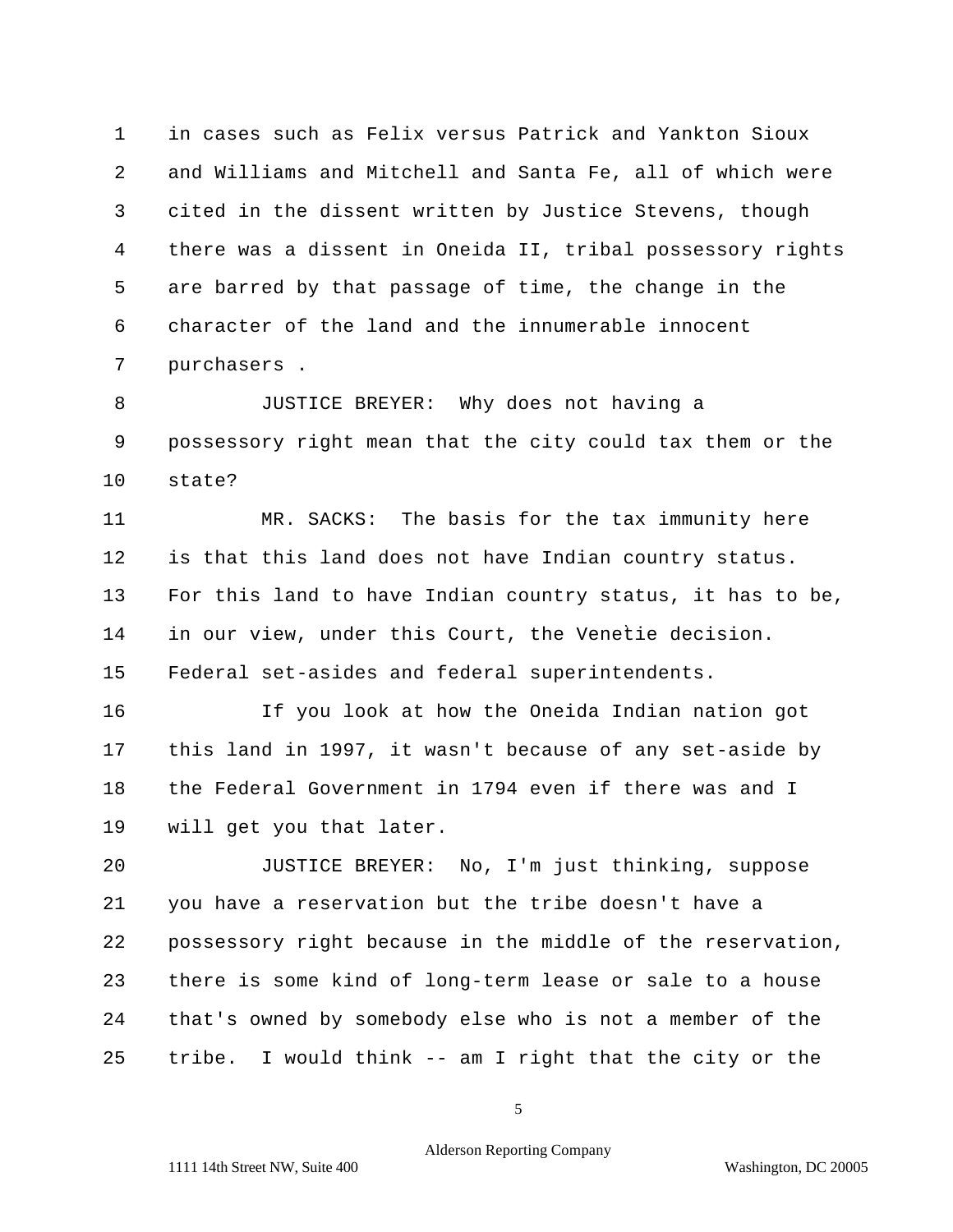1 in cases such as Felix versus Patrick and Yankton Sioux
2 and Williams and Mitchell and Santa Fe, all of which were
3 cited in the dissent written by Justice Stevens, though
4 there was a dissent in Oneida II, tribal possessory rights
5 are barred by that passage of time, the change in the
6 character of the land and the innumerable innocent
7 purchasers .

8 JUSTICE BREYER: Why does not having a
9 possessory right mean that the city could tax them or the
10 state?

11 MR. SACKS: The basis for the tax immunity here
12 is that this land does not have Indian country status.
13 For this land to have Indian country status, it has to be,
14 in our view, under this Court, the Venetie decision.
15 Federal set-asides and federal superintendents.

16 If you look at how the Oneida Indian nation got
17 this land in 1997, it wasn't because of any set-aside by
18 the Federal Government in 1794 even if there was and I
19 will get you that later.

20 JUSTICE BREYER: No, I'm just thinking, suppose
21 you have a reservation but the tribe doesn't have a
22 possessory right because in the middle of the reservation,
23 there is some kind of long-term lease or sale to a house
24 that's owned by somebody else who is not a member of the
25 tribe. I would think -- am I right that the city or the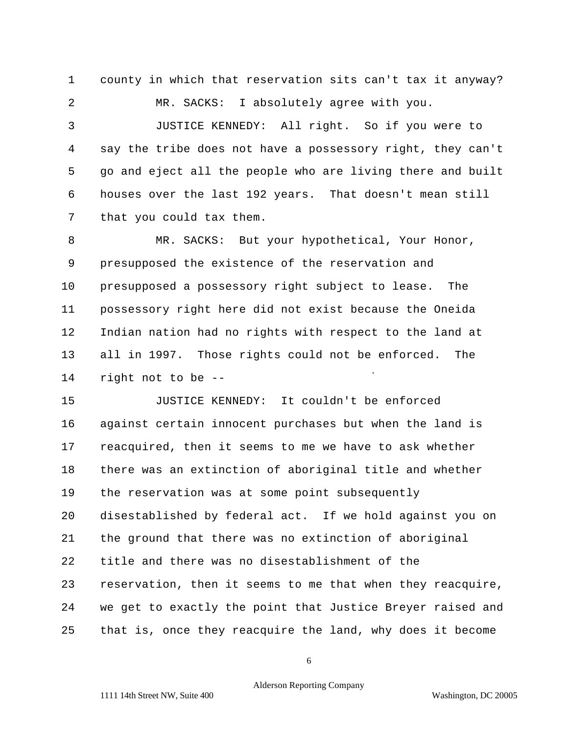1 county in which that reservation sits can't tax it anyway?

2 MR. SACKS: I absolutely agree with you.

3 JUSTICE KENNEDY: All right. So if you were to

4 say the tribe does not have a possessory right, they can't

5 go and eject all the people who are living there and built

6 houses over the last 192 years. That doesn't mean still

7 that you could tax them.

8 MR. SACKS: But your hypothetical, Your Honor,

9 presupposed the existence of the reservation and

10 presupposed a possessory right subject to lease. The

11 possessory right here did not exist because the Oneida

12 Indian nation had no rights with respect to the land at

13 all in 1997. Those rights could not be enforced. The

14 right not to be --

15 JUSTICE KENNEDY: It couldn't be enforced

16 against certain innocent purchases but when the land is

17 reacquired, then it seems to me we have to ask whether

18 there was an extinction of aboriginal title and whether

19 the reservation was at some point subsequently

20 disestablished by federal act. If we hold against you on

21 the ground that there was no extinction of aboriginal

22 title and there was no disestablishment of the

23 reservation, then it seems to me that when they reacquire,

24 we get to exactly the point that Justice Breyer raised and

25 that is, once they reacquire the land, why does it become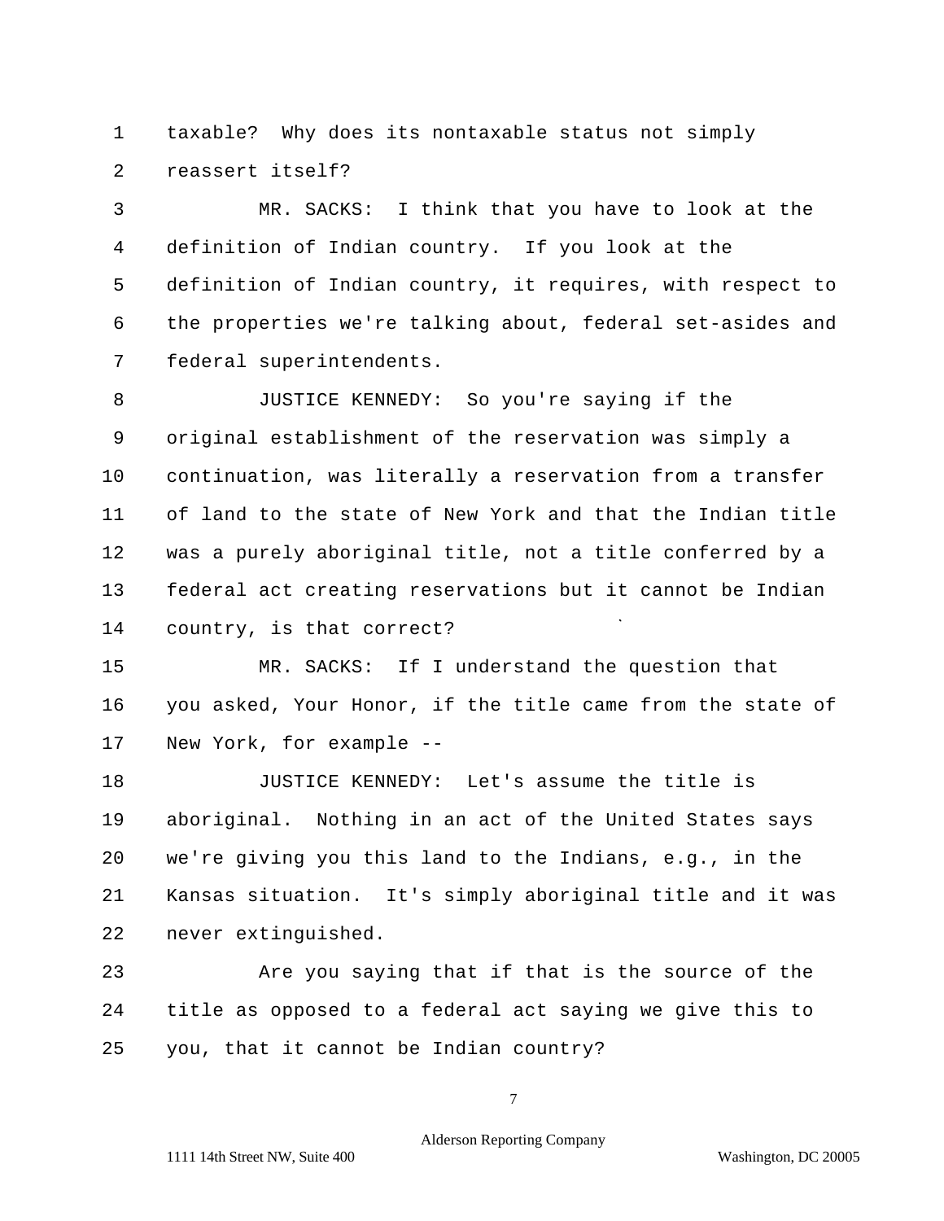taxable? Why does its nontaxable status not simply reassert itself?

MR. SACKS: I think that you have to look at the definition of Indian country. If you look at the definition of Indian country, it requires, with respect to the properties we're talking about, federal set-asides and federal superintendents.

JUSTICE KENNEDY: So you're saying if the original establishment of the reservation was simply a continuation, was literally a reservation from a transfer of land to the state of New York and that the Indian title was a purely aboriginal title, not a title conferred by a federal act creating reservations but it cannot be Indian country, is that correct?

MR. SACKS: If I understand the question that you asked, Your Honor, if the title came from the state of New York, for example --

JUSTICE KENNEDY: Let's assume the title is aboriginal. Nothing in an act of the United States says we're giving you this land to the Indians, e.g., in the Kansas situation. It's simply aboriginal title and it was never extinguished.

Are you saying that if that is the source of the title as opposed to a federal act saying we give this to you, that it cannot be Indian country?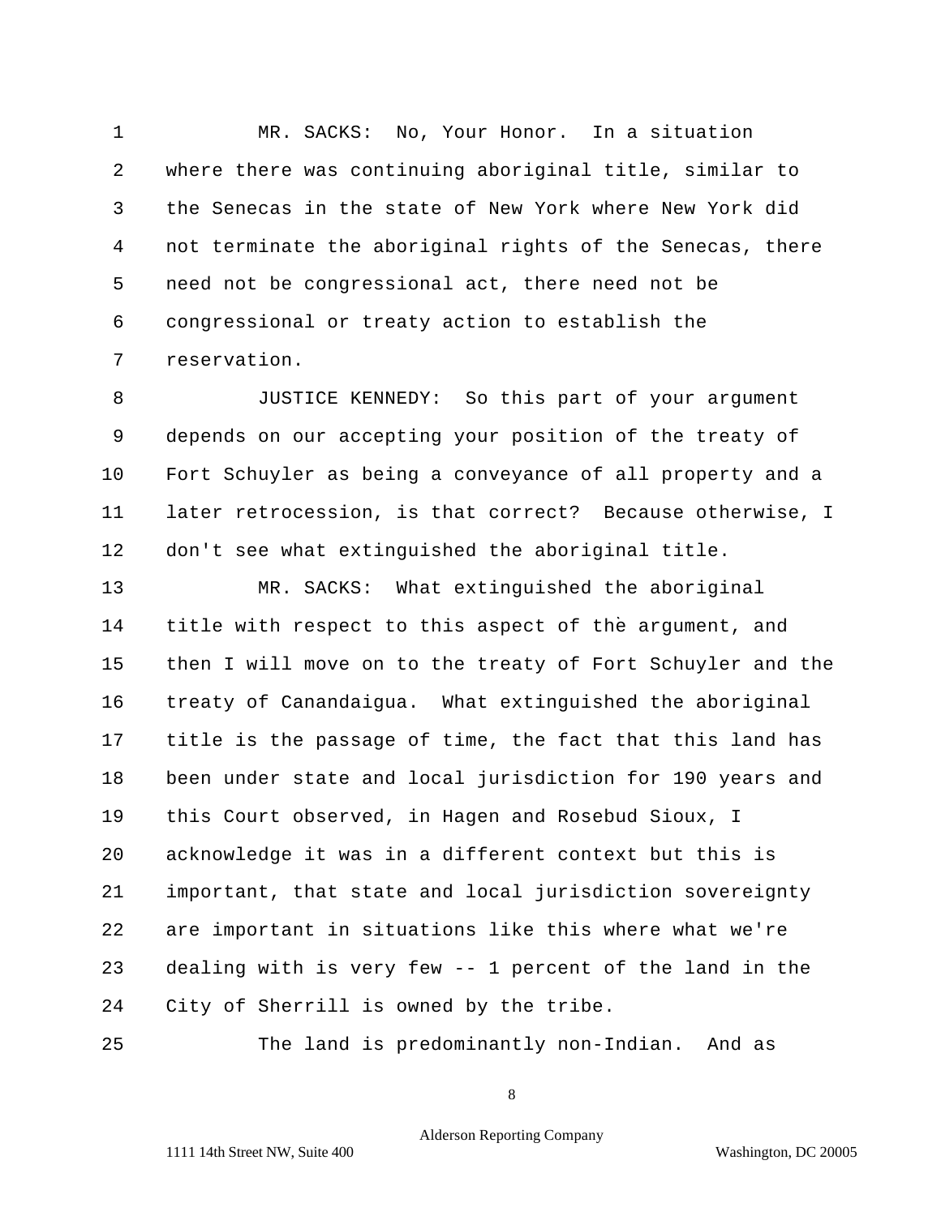MR. SACKS: No, Your Honor. In a situation where there was continuing aboriginal title, similar to the Senecas in the state of New York where New York did not terminate the aboriginal rights of the Senecas, there need not be congressional act, there need not be congressional or treaty action to establish the reservation.

JUSTICE KENNEDY: So this part of your argument depends on our accepting your position of the treaty of Fort Schuyler as being a conveyance of all property and a later retrocession, is that correct? Because otherwise, I don't see what extinguished the aboriginal title.

MR. SACKS: What extinguished the aboriginal title with respect to this aspect of the argument, and then I will move on to the treaty of Fort Schuyler and the treaty of Canandaigua. What extinguished the aboriginal title is the passage of time, the fact that this land has been under state and local jurisdiction for 190 years and this Court observed, in Hagen and Rosebud Sioux, I acknowledge it was in a different context but this is important, that state and local jurisdiction sovereignty are important in situations like this where what we're dealing with is very few -- 1 percent of the land in the City of Sherrill is owned by the tribe.

The land is predominantly non-Indian. And as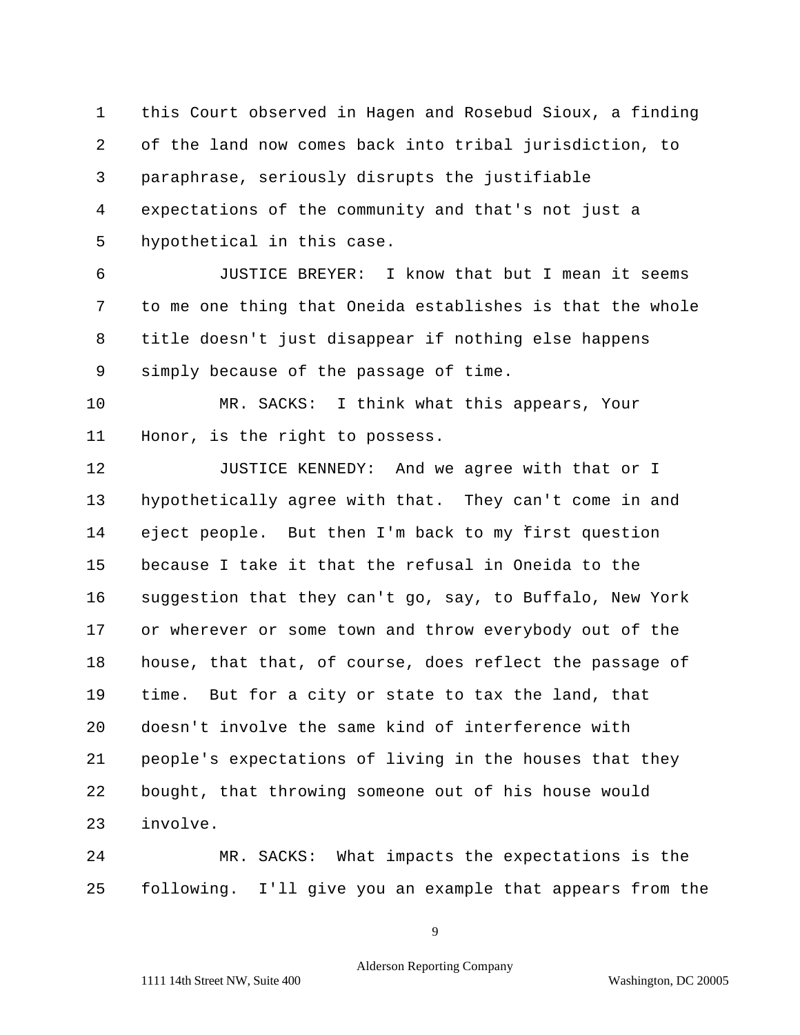this Court observed in Hagen and Rosebud Sioux, a finding of the land now comes back into tribal jurisdiction, to paraphrase, seriously disrupts the justifiable expectations of the community and that's not just a hypothetical in this case.

JUSTICE BREYER: I know that but I mean it seems to me one thing that Oneida establishes is that the whole title doesn't just disappear if nothing else happens simply because of the passage of time.

MR. SACKS: I think what this appears, Your Honor, is the right to possess.

JUSTICE KENNEDY: And we agree with that or I hypothetically agree with that. They can't come in and eject people. But then I'm back to my first question because I take it that the refusal in Oneida to the suggestion that they can't go, say, to Buffalo, New York or wherever or some town and throw everybody out of the house, that that, of course, does reflect the passage of time. But for a city or state to tax the land, that doesn't involve the same kind of interference with people's expectations of living in the houses that they bought, that throwing someone out of his house would involve.

MR. SACKS: What impacts the expectations is the following. I'll give you an example that appears from the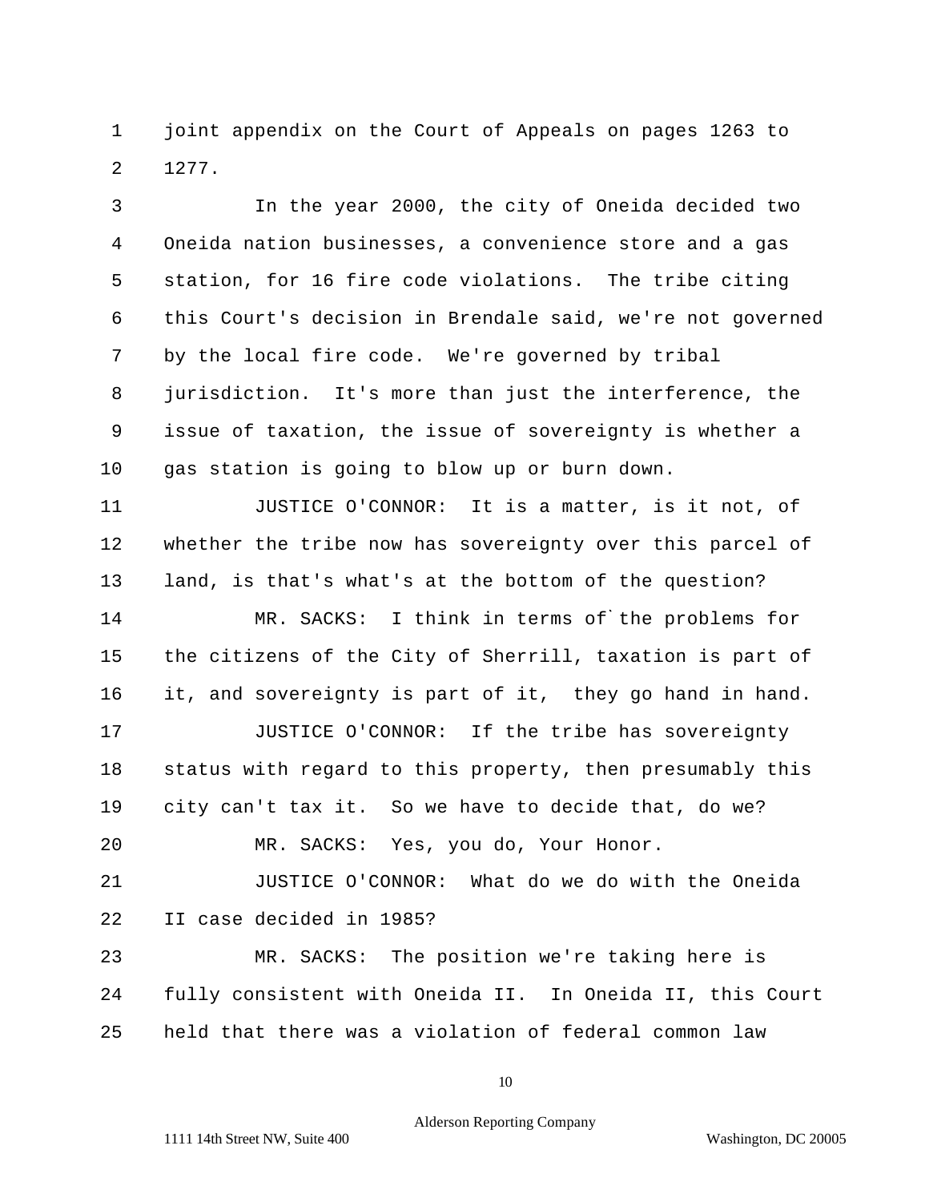1 joint appendix on the Court of Appeals on pages 1263 to
2 1277.

3 In the year 2000, the city of Oneida decided two
4 Oneida nation businesses, a convenience store and a gas
5 station, for 16 fire code violations. The tribe citing
6 this Court's decision in Brendale said, we're not governed
7 by the local fire code. We're governed by tribal
8 jurisdiction. It's more than just the interference, the
9 issue of taxation, the issue of sovereignty is whether a
10 gas station is going to blow up or burn down.

11 JUSTICE O'CONNOR: It is a matter, is it not, of
12 whether the tribe now has sovereignty over this parcel of
13 land, is that's what's at the bottom of the question?

14 MR. SACKS: I think in terms of`the problems for
15 the citizens of the City of Sherrill, taxation is part of
16 it, and sovereignty is part of it, they go hand in hand.

17 JUSTICE O'CONNOR: If the tribe has sovereignty
18 status with regard to this property, then presumably this
19 city can't tax it. So we have to decide that, do we?

20 MR. SACKS: Yes, you do, Your Honor.

21 JUSTICE O'CONNOR: What do we do with the Oneida
22 II case decided in 1985?

23 MR. SACKS: The position we're taking here is
24 fully consistent with Oneida II. In Oneida II, this Court
25 held that there was a violation of federal common law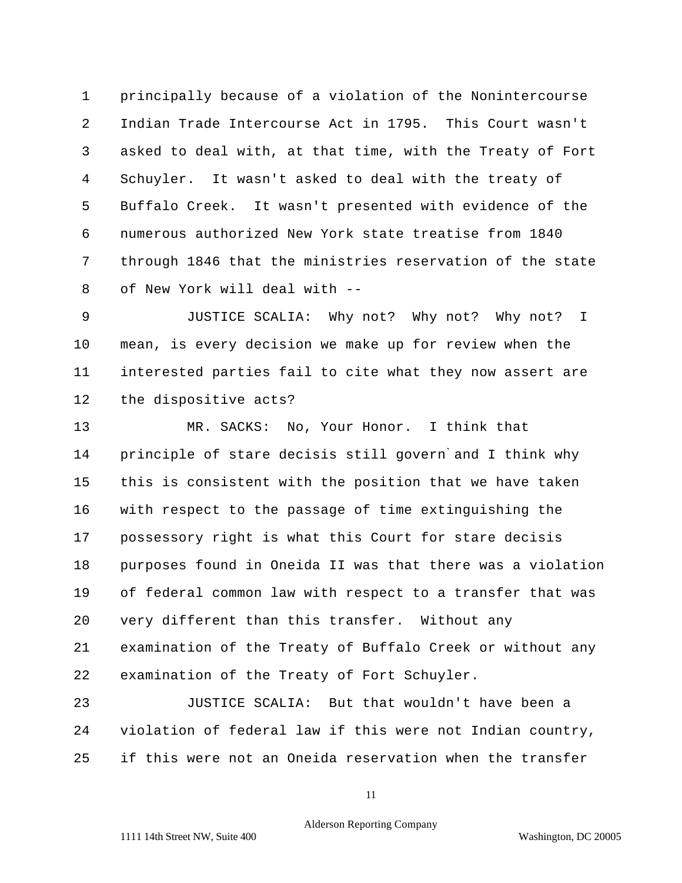1 principally because of a violation of the Nonintercourse
2 Indian Trade Intercourse Act in 1795. This Court wasn't
3 asked to deal with, at that time, with the Treaty of Fort
4 Schuyler. It wasn't asked to deal with the treaty of
5 Buffalo Creek. It wasn't presented with evidence of the
6 numerous authorized New York state treatise from 1840
7 through 1846 that the ministries reservation of the state
8 of New York will deal with --

9 JUSTICE SCALIA: Why not? Why not? Why not? I
10 mean, is every decision we make up for review when the
11 interested parties fail to cite what they now assert are
12 the dispositive acts?

13 MR. SACKS: No, Your Honor. I think that
14 principle of stare decisis still govern`and I think why
15 this is consistent with the position that we have taken
16 with respect to the passage of time extinguishing the
17 possessory right is what this Court for stare decisis
18 purposes found in Oneida II was that there was a violation
19 of federal common law with respect to a transfer that was
20 very different than this transfer. Without any
21 examination of the Treaty of Buffalo Creek or without any
22 examination of the Treaty of Fort Schuyler.

23 JUSTICE SCALIA: But that wouldn't have been a
24 violation of federal law if this were not Indian country,
25 if this were not an Oneida reservation when the transfer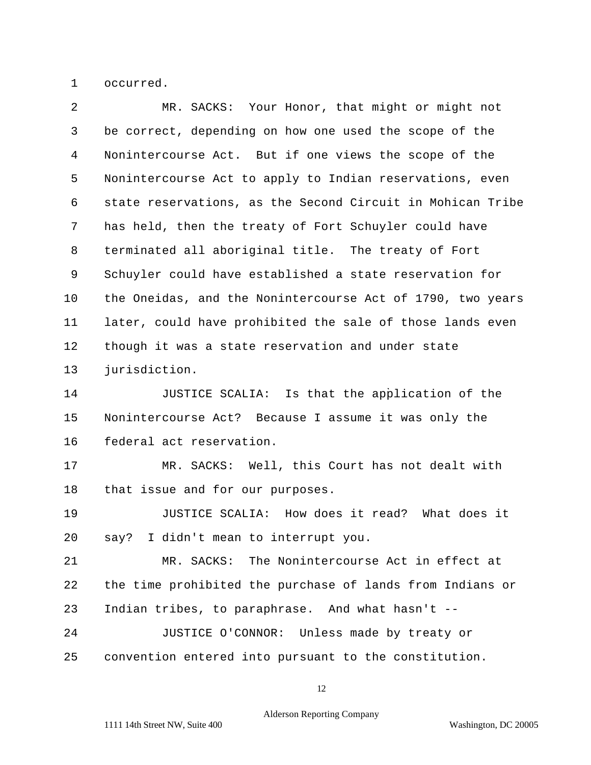occurred.

MR. SACKS: Your Honor, that might or might not be correct, depending on how one used the scope of the Nonintercourse Act. But if one views the scope of the Nonintercourse Act to apply to Indian reservations, even state reservations, as the Second Circuit in Mohican Tribe has held, then the treaty of Fort Schuyler could have terminated all aboriginal title. The treaty of Fort Schuyler could have established a state reservation for the Oneidas, and the Nonintercourse Act of 1790, two years later, could have prohibited the sale of those lands even though it was a state reservation and under state jurisdiction.

JUSTICE SCALIA: Is that the application of the Nonintercourse Act? Because I assume it was only the federal act reservation.

MR. SACKS: Well, this Court has not dealt with that issue and for our purposes.

JUSTICE SCALIA: How does it read? What does it say? I didn't mean to interrupt you.

MR. SACKS: The Nonintercourse Act in effect at the time prohibited the purchase of lands from Indians or Indian tribes, to paraphrase. And what hasn't --

JUSTICE O'CONNOR: Unless made by treaty or convention entered into pursuant to the constitution.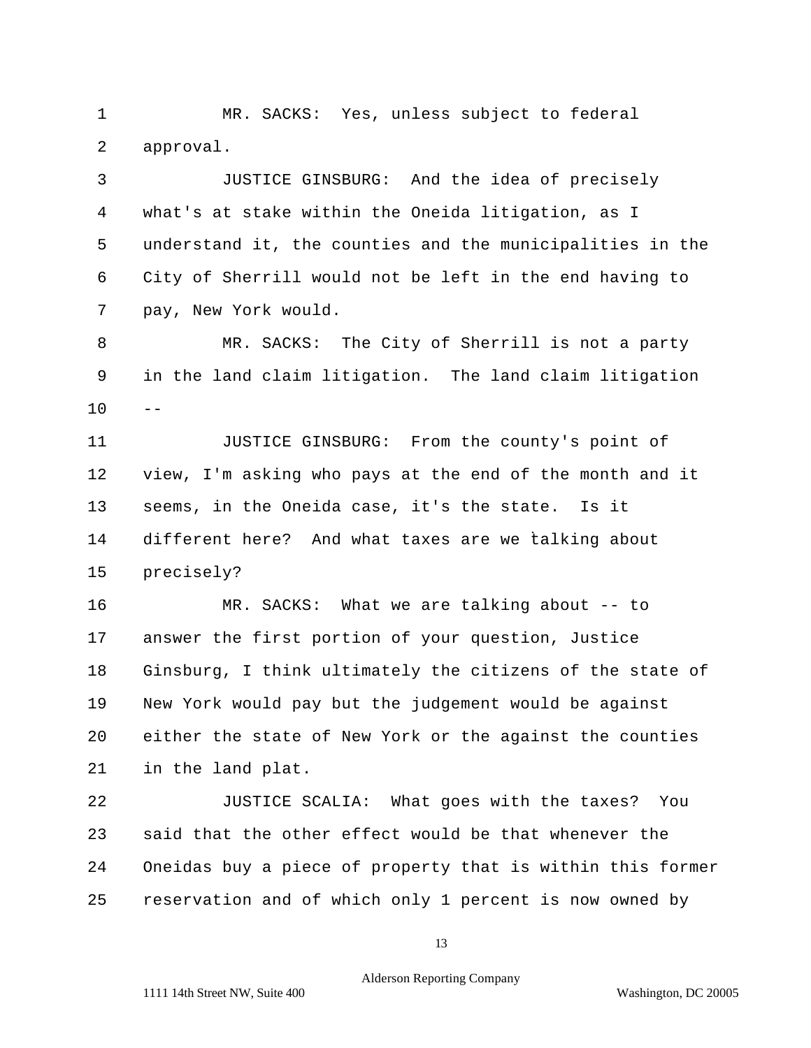1 MR. SACKS: Yes, unless subject to federal
2 approval.
3 JUSTICE GINSBURG: And the idea of precisely
4 what's at stake within the Oneida litigation, as I
5 understand it, the counties and the municipalities in the
6 City of Sherrill would not be left in the end having to
7 pay, New York would.
8 MR. SACKS: The City of Sherrill is not a party
9 in the land claim litigation. The land claim litigation
10 --
11 JUSTICE GINSBURG: From the county's point of
12 view, I'm asking who pays at the end of the month and it
13 seems, in the Oneida case, it's the state. Is it
14 different here? And what taxes are we talking about
15 precisely?
16 MR. SACKS: What we are talking about -- to
17 answer the first portion of your question, Justice
18 Ginsburg, I think ultimately the citizens of the state of
19 New York would pay but the judgement would be against
20 either the state of New York or the against the counties
21 in the land plat.
22 JUSTICE SCALIA: What goes with the taxes? You
23 said that the other effect would be that whenever the
24 Oneidas buy a piece of property that is within this former
25 reservation and of which only 1 percent is now owned by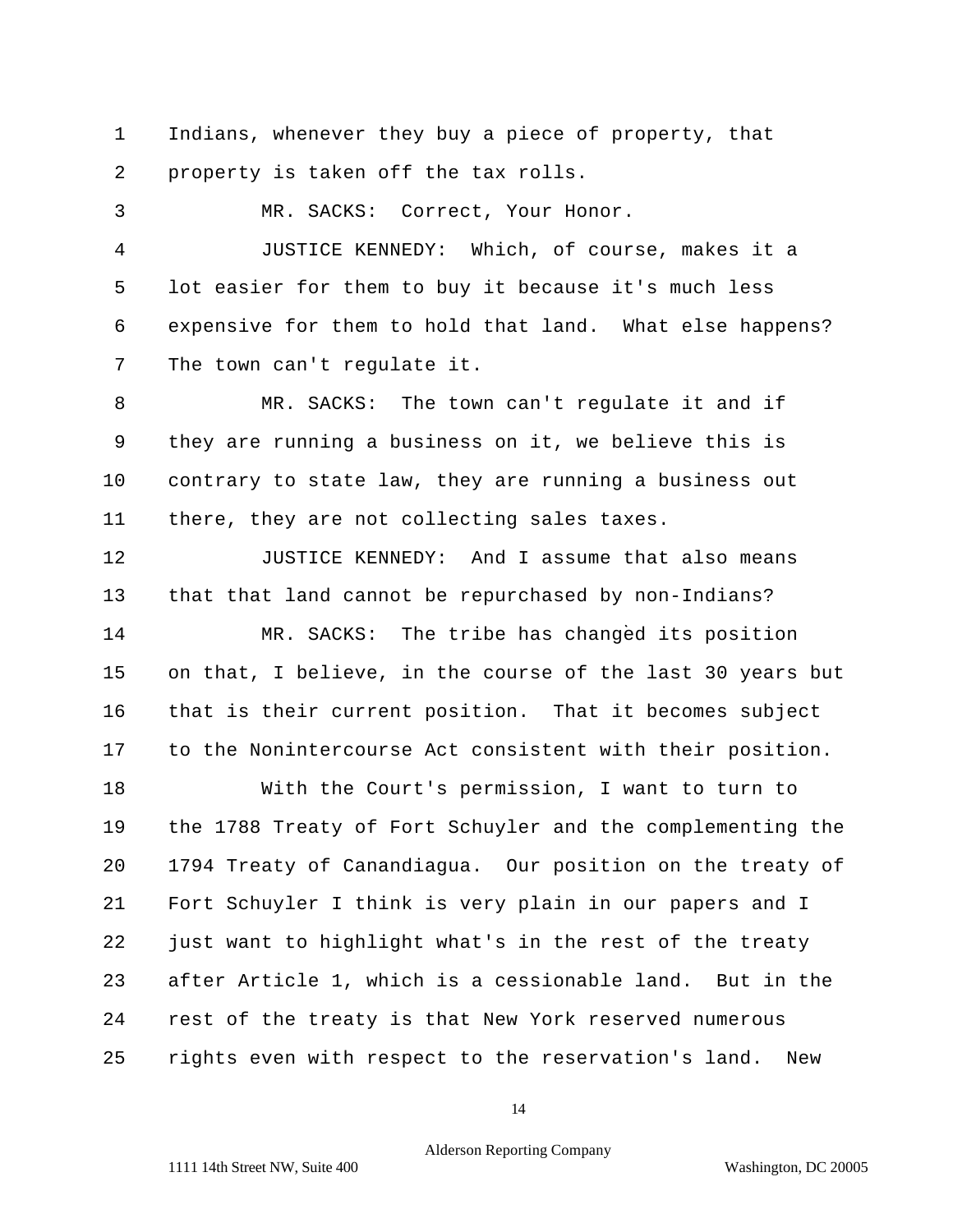1 Indians, whenever they buy a piece of property, that
2 property is taken off the tax rolls.
3 MR. SACKS: Correct, Your Honor.
4 JUSTICE KENNEDY: Which, of course, makes it a
5 lot easier for them to buy it because it's much less
6 expensive for them to hold that land. What else happens?
7 The town can't regulate it.
8 MR. SACKS: The town can't regulate it and if
9 they are running a business on it, we believe this is
10 contrary to state law, they are running a business out
11 there, they are not collecting sales taxes.
12 JUSTICE KENNEDY: And I assume that also means
13 that that land cannot be repurchased by non-Indians?
14 MR. SACKS: The tribe has changed its position
15 on that, I believe, in the course of the last 30 years but
16 that is their current position. That it becomes subject
17 to the Nonintercourse Act consistent with their position.
18 With the Court's permission, I want to turn to
19 the 1788 Treaty of Fort Schuyler and the complementing the
20 1794 Treaty of Canandiagua. Our position on the treaty of
21 Fort Schuyler I think is very plain in our papers and I
22 just want to highlight what's in the rest of the treaty
23 after Article 1, which is a cessionable land. But in the
24 rest of the treaty is that New York reserved numerous
25 rights even with respect to the reservation's land. New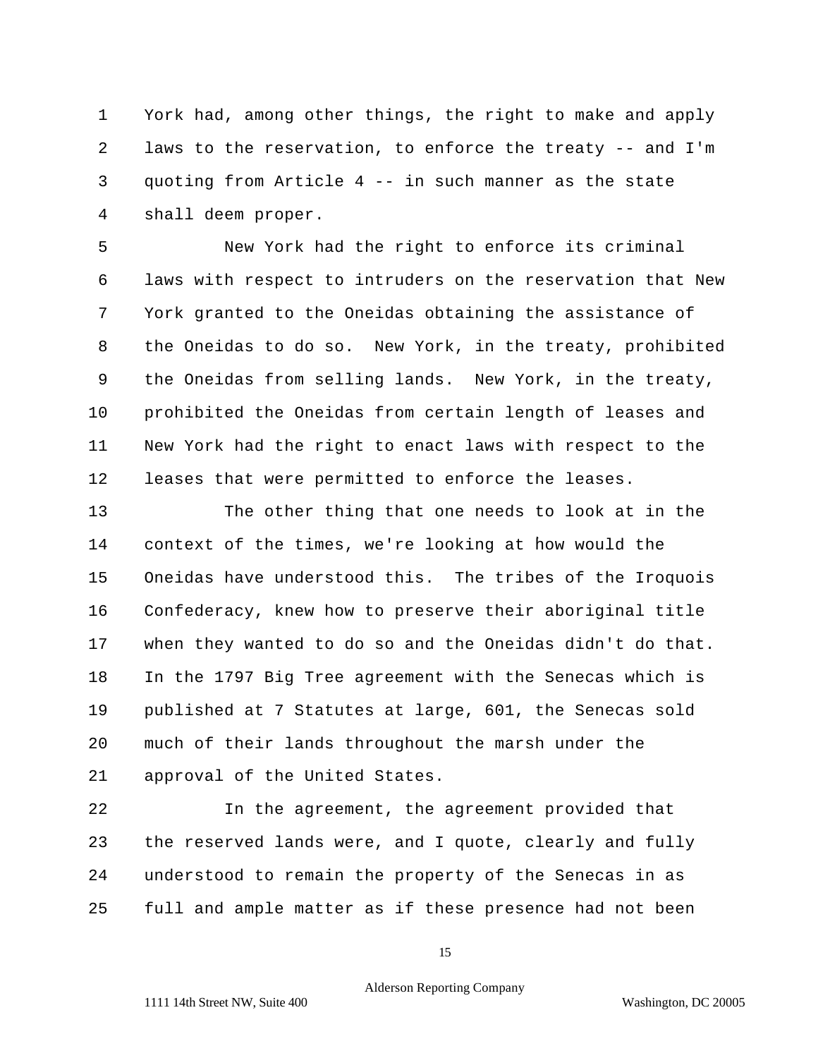York had, among other things, the right to make and apply laws to the reservation, to enforce the treaty -- and I'm quoting from Article 4 -- in such manner as the state shall deem proper.

New York had the right to enforce its criminal laws with respect to intruders on the reservation that New York granted to the Oneidas obtaining the assistance of the Oneidas to do so. New York, in the treaty, prohibited the Oneidas from selling lands. New York, in the treaty, prohibited the Oneidas from certain length of leases and New York had the right to enact laws with respect to the leases that were permitted to enforce the leases.

The other thing that one needs to look at in the context of the times, we're looking at how would the Oneidas have understood this. The tribes of the Iroquois Confederacy, knew how to preserve their aboriginal title when they wanted to do so and the Oneidas didn't do that. In the 1797 Big Tree agreement with the Senecas which is published at 7 Statutes at large, 601, the Senecas sold much of their lands throughout the marsh under the approval of the United States.

In the agreement, the agreement provided that the reserved lands were, and I quote, clearly and fully understood to remain the property of the Senecas in as full and ample matter as if these presence had not been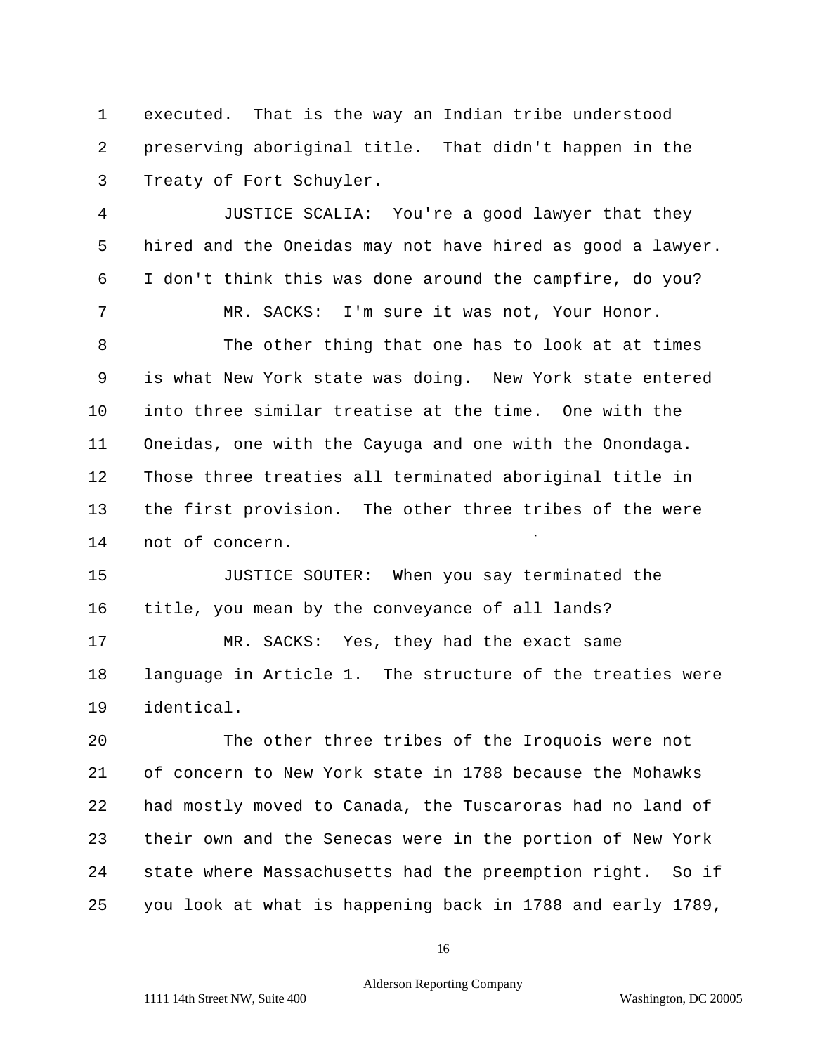executed. That is the way an Indian tribe understood preserving aboriginal title. That didn't happen in the Treaty of Fort Schuyler.

JUSTICE SCALIA: You're a good lawyer that they hired and the Oneidas may not have hired as good a lawyer. I don't think this was done around the campfire, do you?

MR. SACKS: I'm sure it was not, Your Honor.

The other thing that one has to look at at times is what New York state was doing. New York state entered into three similar treatise at the time. One with the Oneidas, one with the Cayuga and one with the Onondaga. Those three treaties all terminated aboriginal title in the first provision. The other three tribes of the were not of concern.

JUSTICE SOUTER: When you say terminated the title, you mean by the conveyance of all lands?

MR. SACKS: Yes, they had the exact same language in Article 1. The structure of the treaties were identical.

The other three tribes of the Iroquois were not of concern to New York state in 1788 because the Mohawks had mostly moved to Canada, the Tuscaroras had no land of their own and the Senecas were in the portion of New York state where Massachusetts had the preemption right. So if you look at what is happening back in 1788 and early 1789,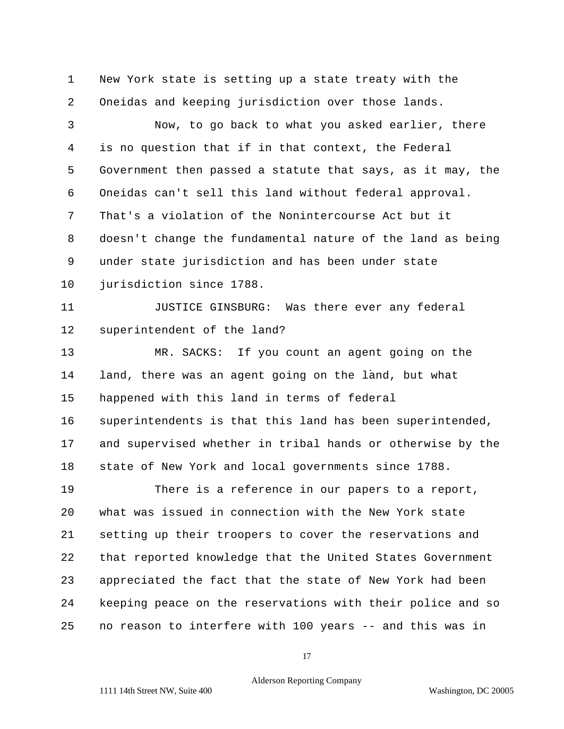1 New York state is setting up a state treaty with the
2 Oneidas and keeping jurisdiction over those lands.
3 Now, to go back to what you asked earlier, there
4 is no question that if in that context, the Federal
5 Government then passed a statute that says, as it may, the
6 Oneidas can't sell this land without federal approval.
7 That's a violation of the Nonintercourse Act but it
8 doesn't change the fundamental nature of the land as being
9 under state jurisdiction and has been under state
10 jurisdiction since 1788.
11 JUSTICE GINSBURG: Was there ever any federal
12 superintendent of the land?
13 MR. SACKS: If you count an agent going on the
14 land, there was an agent going on the land, but what
15 happened with this land in terms of federal
16 superintendents is that this land has been superintended,
17 and supervised whether in tribal hands or otherwise by the
18 state of New York and local governments since 1788.
19 There is a reference in our papers to a report,
20 what was issued in connection with the New York state
21 setting up their troopers to cover the reservations and
22 that reported knowledge that the United States Government
23 appreciated the fact that the state of New York had been
24 keeping peace on the reservations with their police and so
25 no reason to interfere with 100 years -- and this was in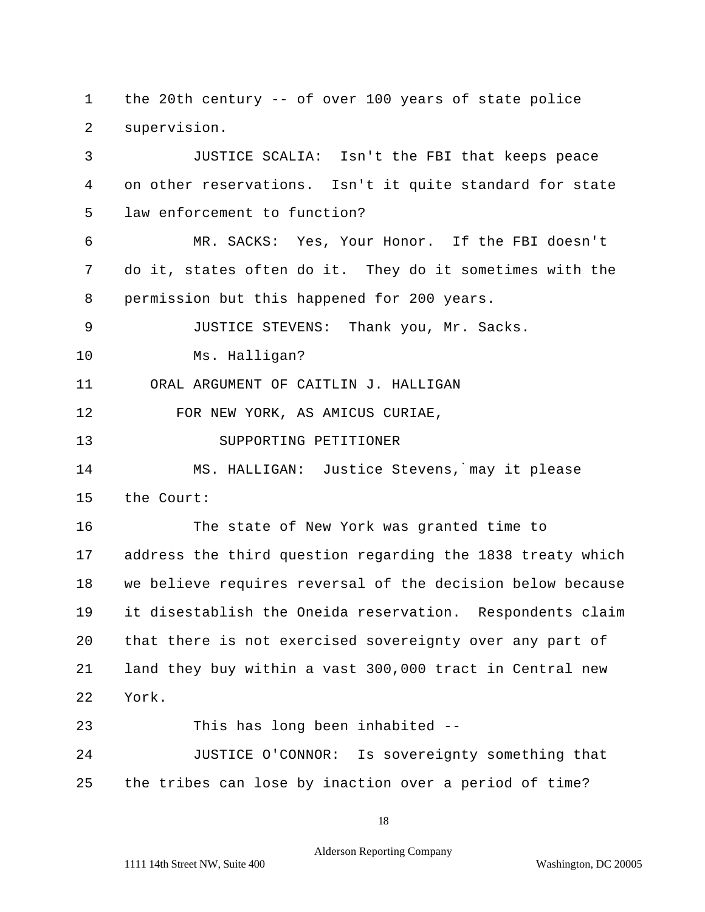the 20th century -- of over 100 years of state police supervision.

JUSTICE SCALIA: Isn't the FBI that keeps peace on other reservations. Isn't it quite standard for state law enforcement to function?

MR. SACKS: Yes, Your Honor. If the FBI doesn't do it, states often do it. They do it sometimes with the permission but this happened for 200 years.

JUSTICE STEVENS: Thank you, Mr. Sacks.

Ms. Halligan?

ORAL ARGUMENT OF CAITLIN J. HALLIGAN
FOR NEW YORK, AS AMICUS CURIAE,
SUPPORTING PETITIONER

MS. HALLIGAN: Justice Stevens,`may it please the Court:

The state of New York was granted time to address the third question regarding the 1838 treaty which we believe requires reversal of the decision below because it disestablish the Oneida reservation. Respondents claim that there is not exercised sovereignty over any part of land they buy within a vast 300,000 tract in Central new York.

This has long been inhabited --

JUSTICE O'CONNOR: Is sovereignty something that the tribes can lose by inaction over a period of time?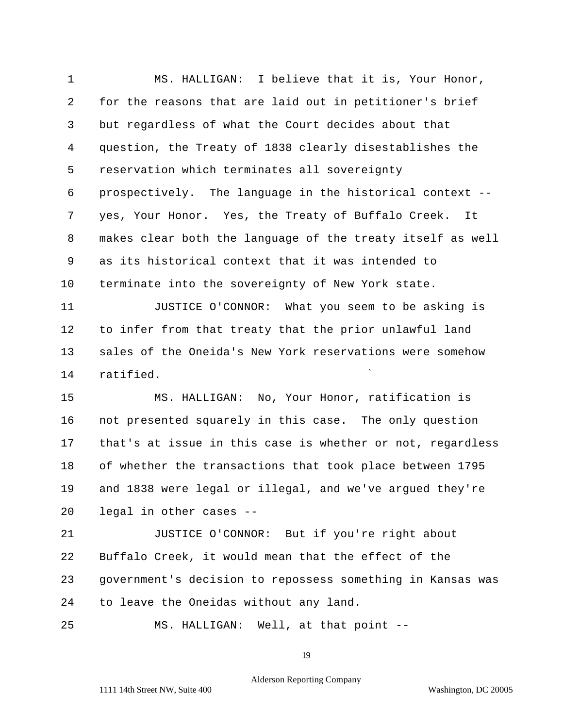MS. HALLIGAN: I believe that it is, Your Honor, for the reasons that are laid out in petitioner's brief but regardless of what the Court decides about that question, the Treaty of 1838 clearly disestablishes the reservation which terminates all sovereignty prospectively. The language in the historical context -- yes, Your Honor. Yes, the Treaty of Buffalo Creek. It makes clear both the language of the treaty itself as well as its historical context that it was intended to terminate into the sovereignty of New York state.

JUSTICE O'CONNOR: What you seem to be asking is to infer from that treaty that the prior unlawful land sales of the Oneida's New York reservations were somehow ratified.

MS. HALLIGAN: No, Your Honor, ratification is not presented squarely in this case. The only question that's at issue in this case is whether or not, regardless of whether the transactions that took place between 1795 and 1838 were legal or illegal, and we've argued they're legal in other cases --

JUSTICE O'CONNOR: But if you're right about Buffalo Creek, it would mean that the effect of the government's decision to repossess something in Kansas was to leave the Oneidas without any land.

MS. HALLIGAN: Well, at that point --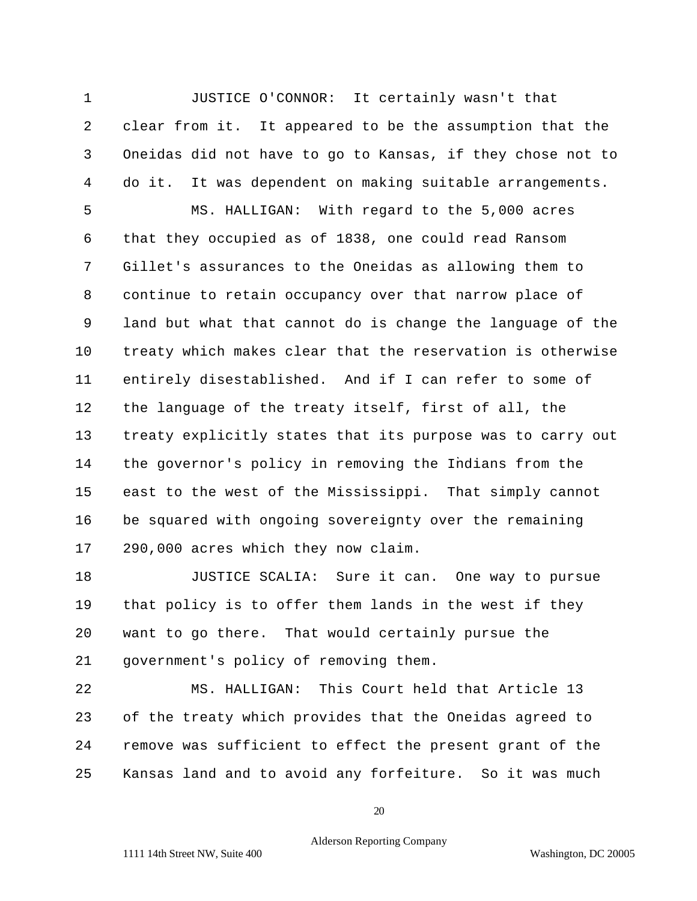JUSTICE O'CONNOR: It certainly wasn't that clear from it. It appeared to be the assumption that the Oneidas did not have to go to Kansas, if they chose not to do it. It was dependent on making suitable arrangements.

MS. HALLIGAN: With regard to the 5,000 acres that they occupied as of 1838, one could read Ransom Gillet's assurances to the Oneidas as allowing them to continue to retain occupancy over that narrow place of land but what that cannot do is change the language of the treaty which makes clear that the reservation is otherwise entirely disestablished. And if I can refer to some of the language of the treaty itself, first of all, the treaty explicitly states that its purpose was to carry out the governor's policy in removing the Indians from the east to the west of the Mississippi. That simply cannot be squared with ongoing sovereignty over the remaining 290,000 acres which they now claim.

JUSTICE SCALIA: Sure it can. One way to pursue that policy is to offer them lands in the west if they want to go there. That would certainly pursue the government's policy of removing them.

MS. HALLIGAN: This Court held that Article 13 of the treaty which provides that the Oneidas agreed to remove was sufficient to effect the present grant of the Kansas land and to avoid any forfeiture. So it was much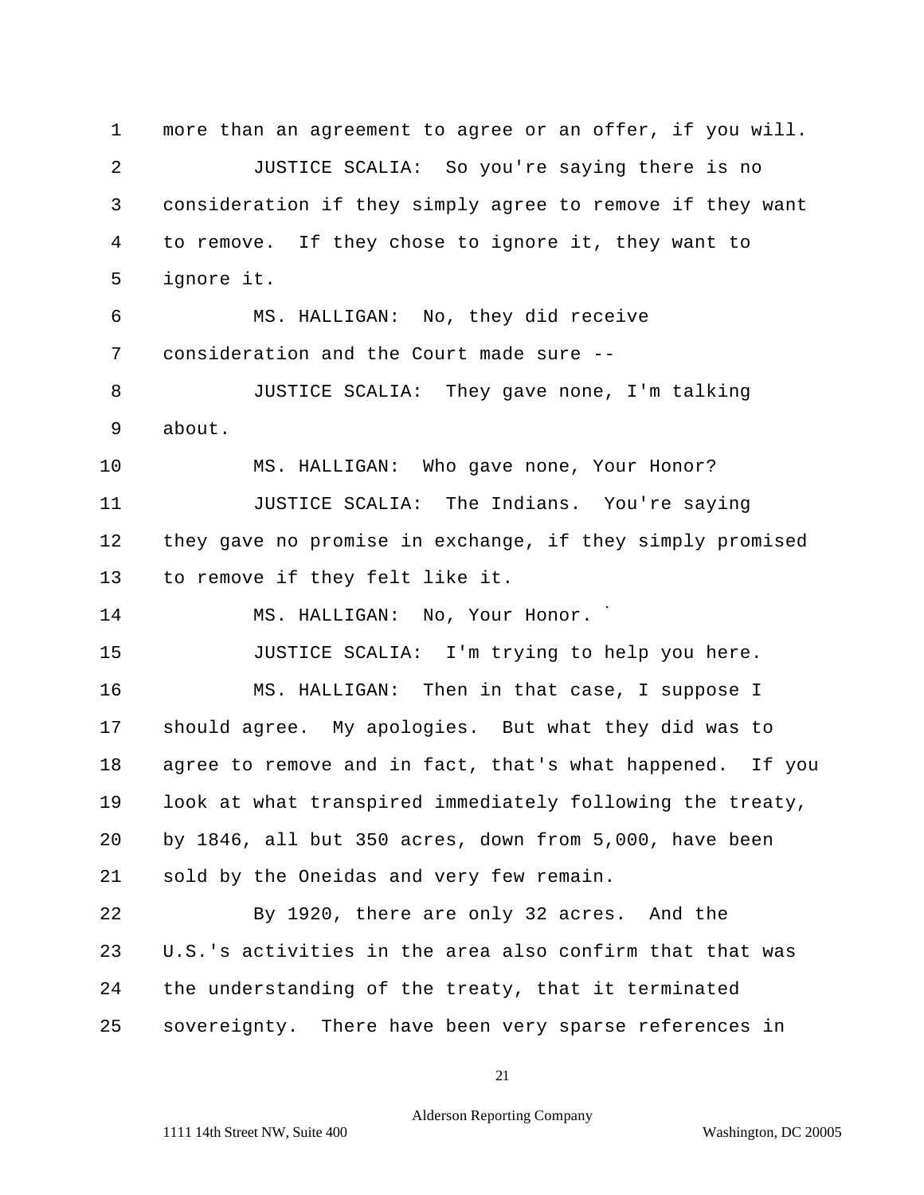more than an agreement to agree or an offer, if you will.

JUSTICE SCALIA: So you're saying there is no consideration if they simply agree to remove if they want to remove. If they chose to ignore it, they want to ignore it.

MS. HALLIGAN: No, they did receive consideration and the Court made sure --

JUSTICE SCALIA: They gave none, I'm talking about.

MS. HALLIGAN: Who gave none, Your Honor?

JUSTICE SCALIA: The Indians. You're saying they gave no promise in exchange, if they simply promised to remove if they felt like it.

MS. HALLIGAN: No, Your Honor.

JUSTICE SCALIA: I'm trying to help you here.

MS. HALLIGAN: Then in that case, I suppose I should agree. My apologies. But what they did was to agree to remove and in fact, that's what happened. If you look at what transpired immediately following the treaty, by 1846, all but 350 acres, down from 5,000, have been sold by the Oneidas and very few remain.

By 1920, there are only 32 acres. And the U.S.'s activities in the area also confirm that that was the understanding of the treaty, that it terminated sovereignty. There have been very sparse references in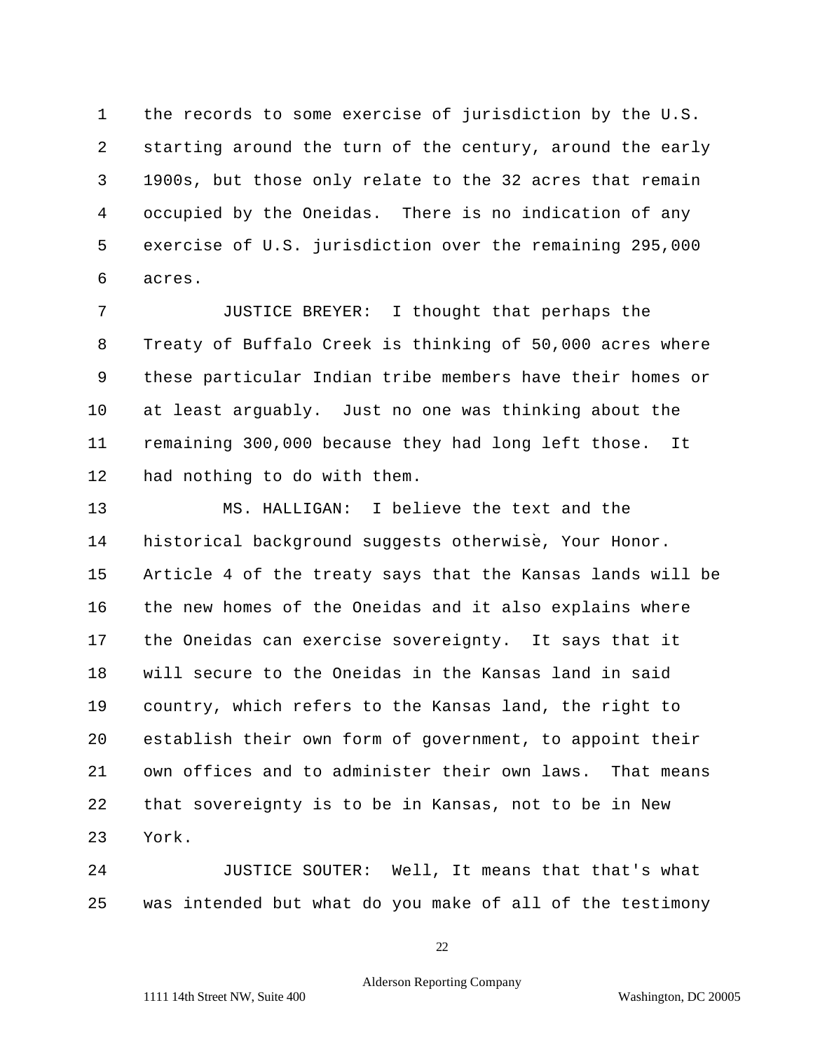1 the records to some exercise of jurisdiction by the U.S.
2 starting around the turn of the century, around the early
3 1900s, but those only relate to the 32 acres that remain
4 occupied by the Oneidas. There is no indication of any
5 exercise of U.S. jurisdiction over the remaining 295,000
6 acres.

7 JUSTICE BREYER: I thought that perhaps the
8 Treaty of Buffalo Creek is thinking of 50,000 acres where
9 these particular Indian tribe members have their homes or
10 at least arguably. Just no one was thinking about the
11 remaining 300,000 because they had long left those. It
12 had nothing to do with them.

13 MS. HALLIGAN: I believe the text and the
14 historical background suggests otherwise, Your Honor.
15 Article 4 of the treaty says that the Kansas lands will be
16 the new homes of the Oneidas and it also explains where
17 the Oneidas can exercise sovereignty. It says that it
18 will secure to the Oneidas in the Kansas land in said
19 country, which refers to the Kansas land, the right to
20 establish their own form of government, to appoint their
21 own offices and to administer their own laws. That means
22 that sovereignty is to be in Kansas, not to be in New
23 York.

24 JUSTICE SOUTER: Well, It means that that's what
25 was intended but what do you make of all of the testimony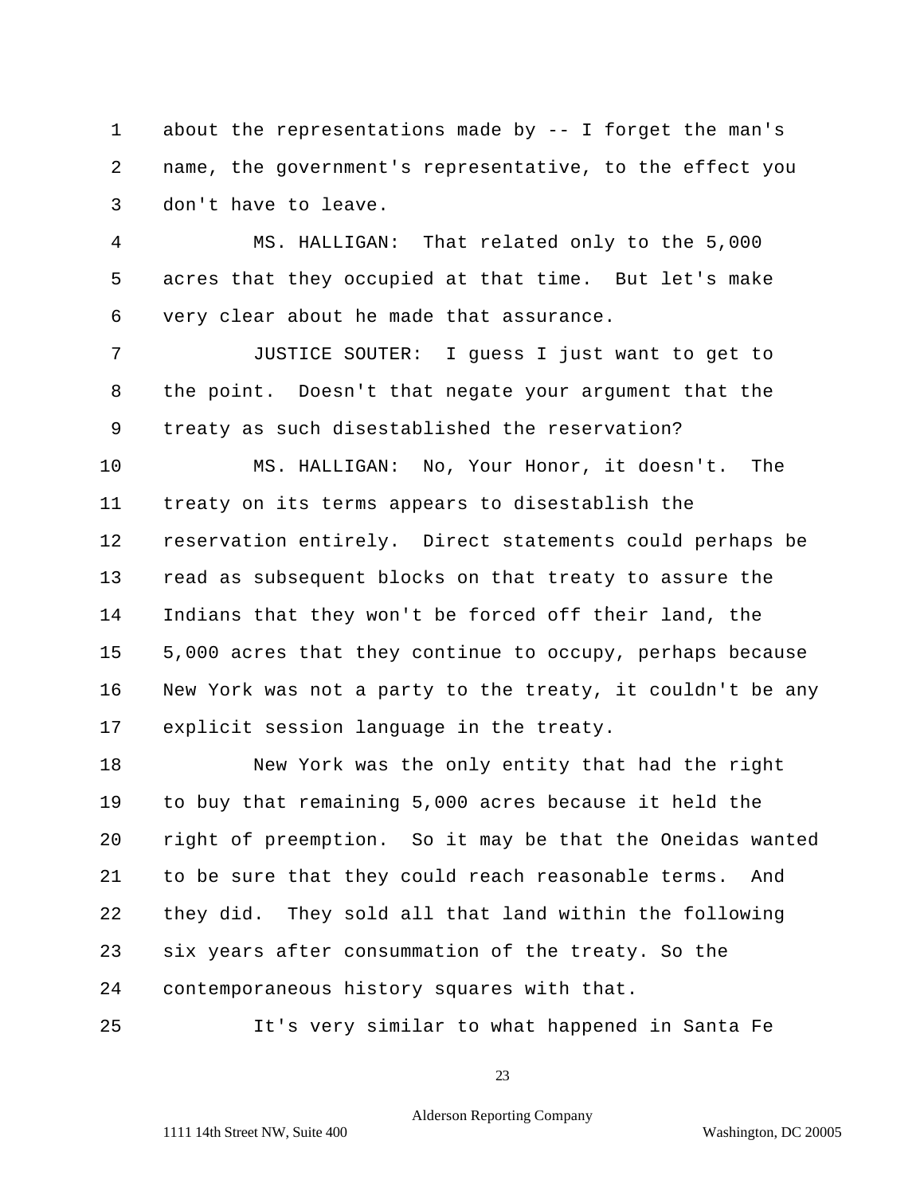1 about the representations made by -- I forget the man's
2 name, the government's representative, to the effect you
3 don't have to leave.

4 MS. HALLIGAN: That related only to the 5,000
5 acres that they occupied at that time. But let's make
6 very clear about he made that assurance.

7 JUSTICE SOUTER: I guess I just want to get to
8 the point. Doesn't that negate your argument that the
9 treaty as such disestablished the reservation?

10 MS. HALLIGAN: No, Your Honor, it doesn't. The
11 treaty on its terms appears to disestablish the
12 reservation entirely. Direct statements could perhaps be
13 read as subsequent blocks on that treaty to assure the
14 Indians that they won't be forced off their land, the
15 5,000 acres that they continue to occupy, perhaps because
16 New York was not a party to the treaty, it couldn't be any
17 explicit session language in the treaty.

18 New York was the only entity that had the right
19 to buy that remaining 5,000 acres because it held the
20 right of preemption. So it may be that the Oneidas wanted
21 to be sure that they could reach reasonable terms. And
22 they did. They sold all that land within the following
23 six years after consummation of the treaty. So the
24 contemporaneous history squares with that.

25 It's very similar to what happened in Santa Fe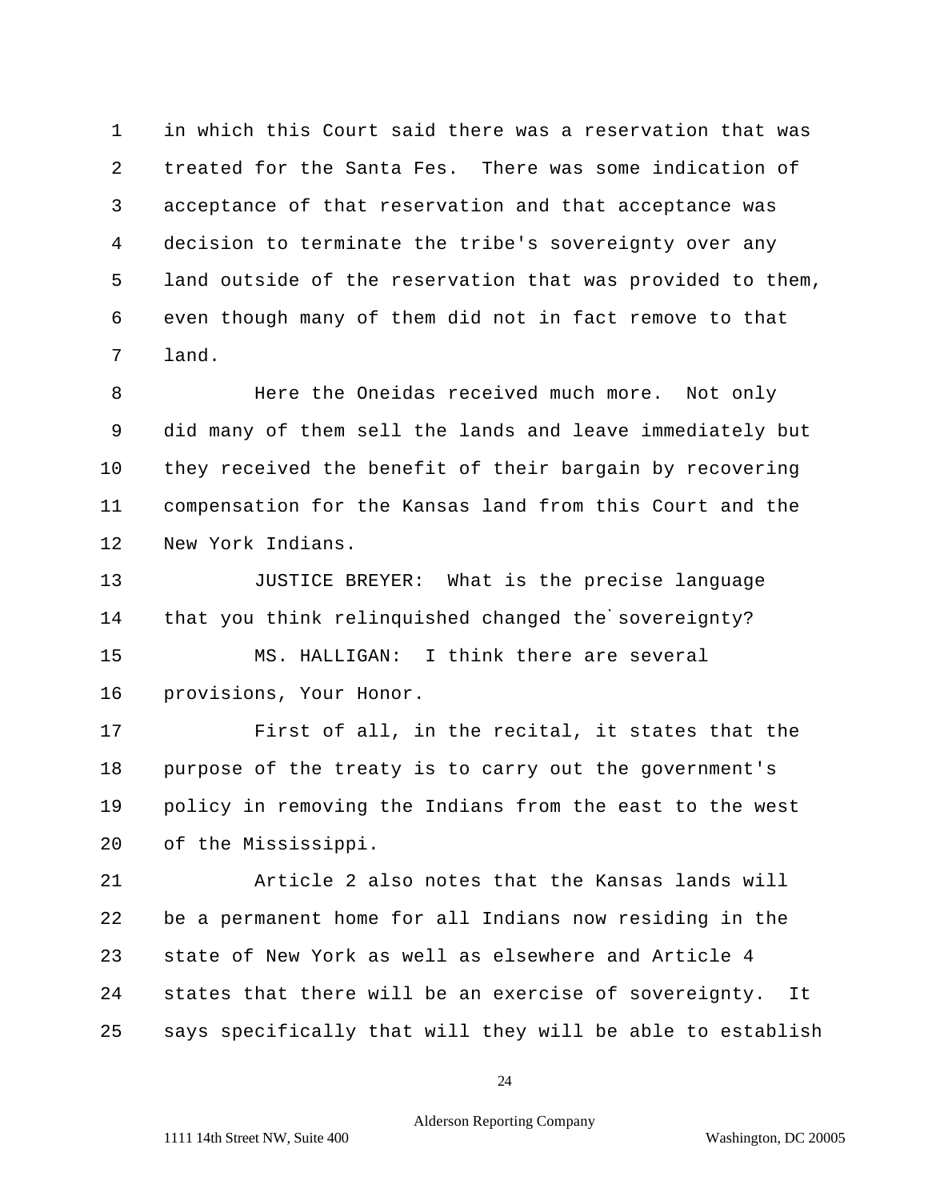in which this Court said there was a reservation that was treated for the Santa Fes. There was some indication of acceptance of that reservation and that acceptance was decision to terminate the tribe's sovereignty over any land outside of the reservation that was provided to them, even though many of them did not in fact remove to that land.

Here the Oneidas received much more. Not only did many of them sell the lands and leave immediately but they received the benefit of their bargain by recovering compensation for the Kansas land from this Court and the New York Indians.

JUSTICE BREYER: What is the precise language that you think relinquished changed the`sovereignty?

MS. HALLIGAN: I think there are several provisions, Your Honor.

First of all, in the recital, it states that the purpose of the treaty is to carry out the government's policy in removing the Indians from the east to the west of the Mississippi.

Article 2 also notes that the Kansas lands will be a permanent home for all Indians now residing in the state of New York as well as elsewhere and Article 4 states that there will be an exercise of sovereignty. It says specifically that will they will be able to establish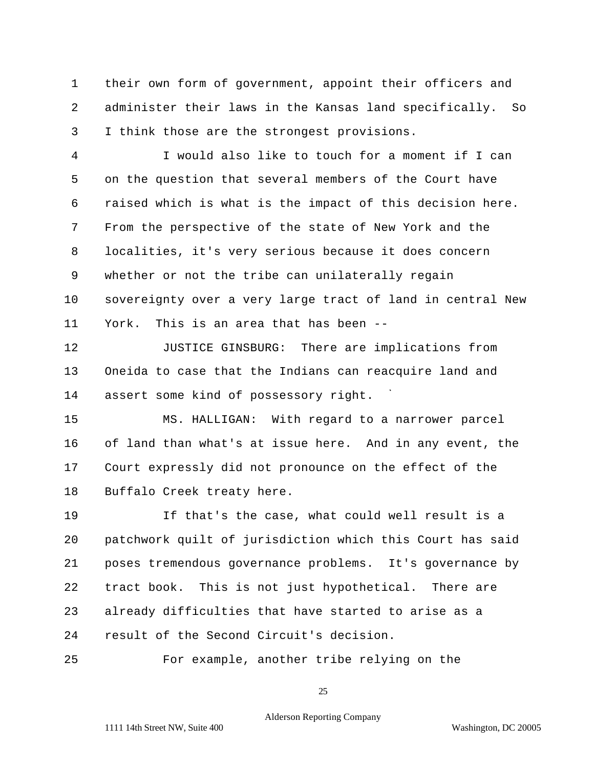their own form of government, appoint their officers and administer their laws in the Kansas land specifically. So I think those are the strongest provisions.

I would also like to touch for a moment if I can on the question that several members of the Court have raised which is what is the impact of this decision here. From the perspective of the state of New York and the localities, it's very serious because it does concern whether or not the tribe can unilaterally regain sovereignty over a very large tract of land in central New York. This is an area that has been --

JUSTICE GINSBURG: There are implications from Oneida to case that the Indians can reacquire land and assert some kind of possessory right.

MS. HALLIGAN: With regard to a narrower parcel of land than what's at issue here. And in any event, the Court expressly did not pronounce on the effect of the Buffalo Creek treaty here.

If that's the case, what could well result is a patchwork quilt of jurisdiction which this Court has said poses tremendous governance problems. It's governance by tract book. This is not just hypothetical. There are already difficulties that have started to arise as a result of the Second Circuit's decision.

For example, another tribe relying on the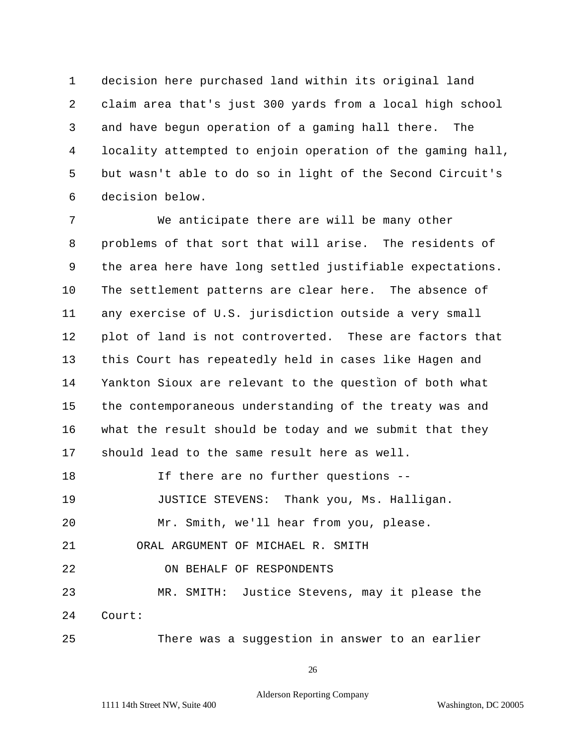1 decision here purchased land within its original land
2 claim area that's just 300 yards from a local high school
3 and have begun operation of a gaming hall there. The
4 locality attempted to enjoin operation of the gaming hall,
5 but wasn't able to do so in light of the Second Circuit's
6 decision below.

7 We anticipate there are will be many other
8 problems of that sort that will arise. The residents of
9 the area here have long settled justifiable expectations.
10 The settlement patterns are clear here. The absence of
11 any exercise of U.S. jurisdiction outside a very small
12 plot of land is not controverted. These are factors that
13 this Court has repeatedly held in cases like Hagen and
14 Yankton Sioux are relevant to the question of both what
15 the contemporaneous understanding of the treaty was and
16 what the result should be today and we submit that they
17 should lead to the same result here as well.

18 If there are no further questions --

19 JUSTICE STEVENS: Thank you, Ms. Halligan.

20 Mr. Smith, we'll hear from you, please.

21 ORAL ARGUMENT OF MICHAEL R. SMITH

22 ON BEHALF OF RESPONDENTS

23 MR. SMITH: Justice Stevens, may it please the
24 Court:

25 There was a suggestion in answer to an earlier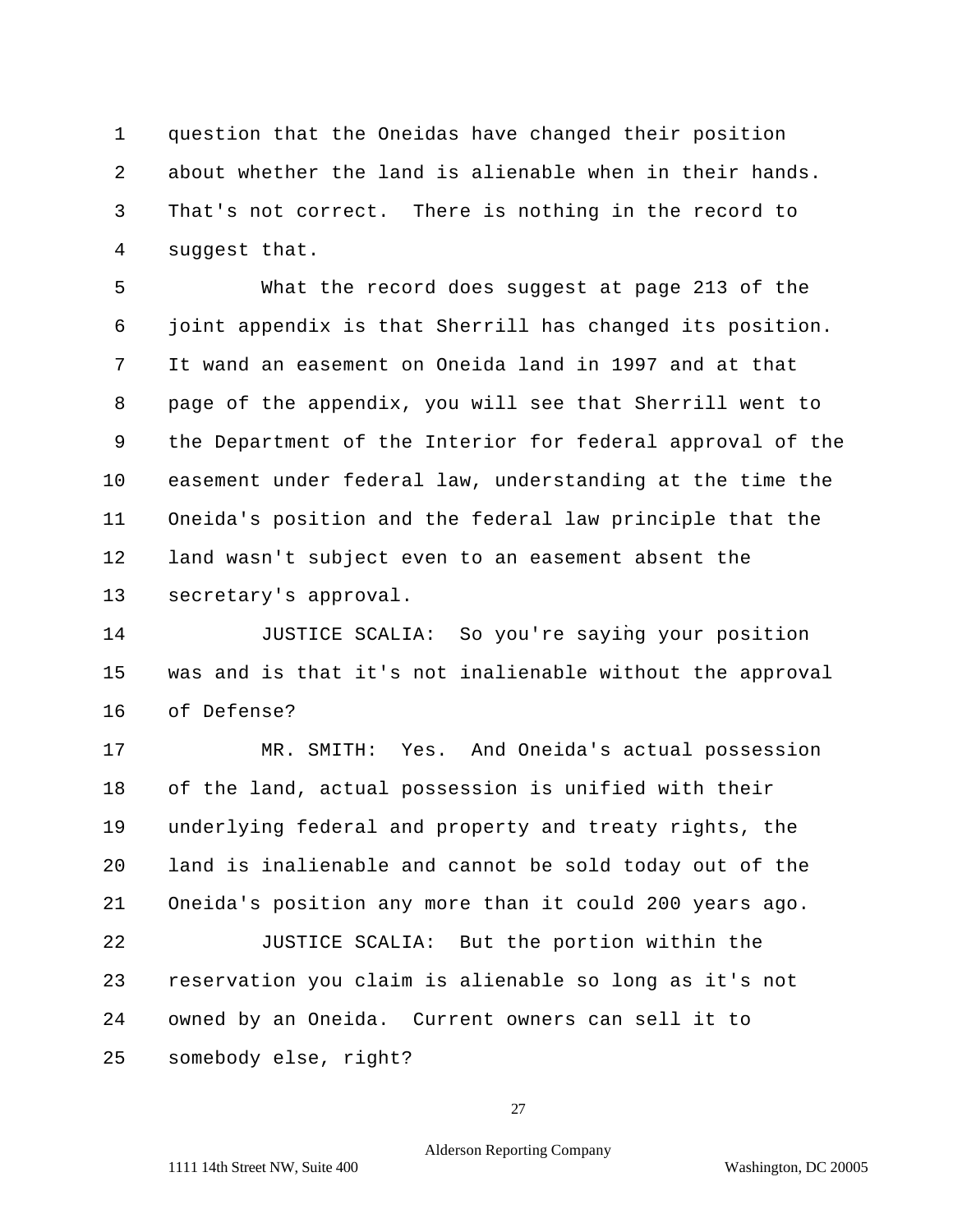question that the Oneidas have changed their position about whether the land is alienable when in their hands. That's not correct. There is nothing in the record to suggest that.

What the record does suggest at page 213 of the joint appendix is that Sherrill has changed its position. It wand an easement on Oneida land in 1997 and at that page of the appendix, you will see that Sherrill went to the Department of the Interior for federal approval of the easement under federal law, understanding at the time the Oneida's position and the federal law principle that the land wasn't subject even to an easement absent the secretary's approval.

JUSTICE SCALIA: So you're saying your position was and is that it's not inalienable without the approval of Defense?

MR. SMITH: Yes. And Oneida's actual possession of the land, actual possession is unified with their underlying federal and property and treaty rights, the land is inalienable and cannot be sold today out of the Oneida's position any more than it could 200 years ago.

JUSTICE SCALIA: But the portion within the reservation you claim is alienable so long as it's not owned by an Oneida. Current owners can sell it to somebody else, right?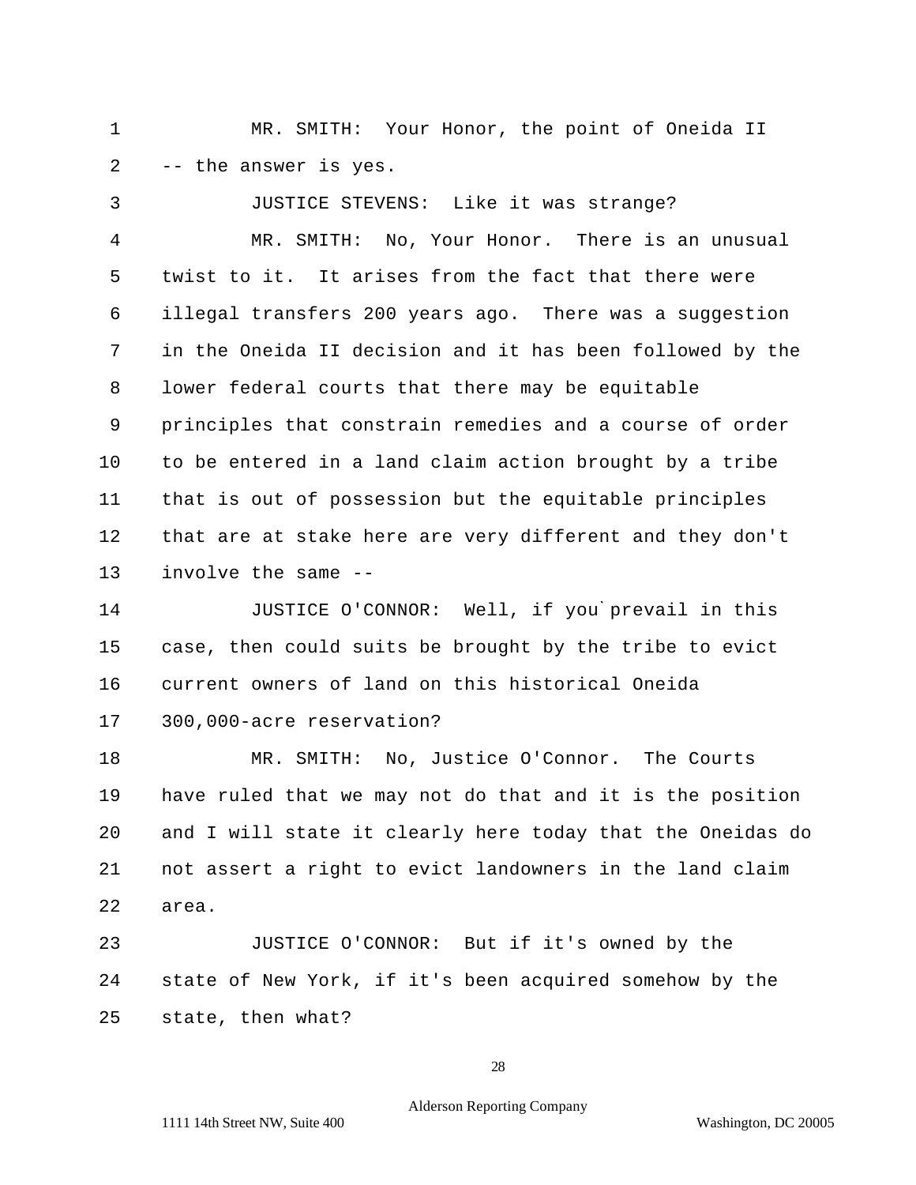1 MR. SMITH: Your Honor, the point of Oneida II
2 -- the answer is yes.
3 JUSTICE STEVENS: Like it was strange?
4 MR. SMITH: No, Your Honor. There is an unusual
5 twist to it. It arises from the fact that there were
6 illegal transfers 200 years ago. There was a suggestion
7 in the Oneida II decision and it has been followed by the
8 lower federal courts that there may be equitable
9 principles that constrain remedies and a course of order
10 to be entered in a land claim action brought by a tribe
11 that is out of possession but the equitable principles
12 that are at stake here are very different and they don't
13 involve the same --
14 JUSTICE O'CONNOR: Well, if you`prevail in this
15 case, then could suits be brought by the tribe to evict
16 current owners of land on this historical Oneida
17 300,000-acre reservation?
18 MR. SMITH: No, Justice O'Connor. The Courts
19 have ruled that we may not do that and it is the position
20 and I will state it clearly here today that the Oneidas do
21 not assert a right to evict landowners in the land claim
22 area.
23 JUSTICE O'CONNOR: But if it's owned by the
24 state of New York, if it's been acquired somehow by the
25 state, then what?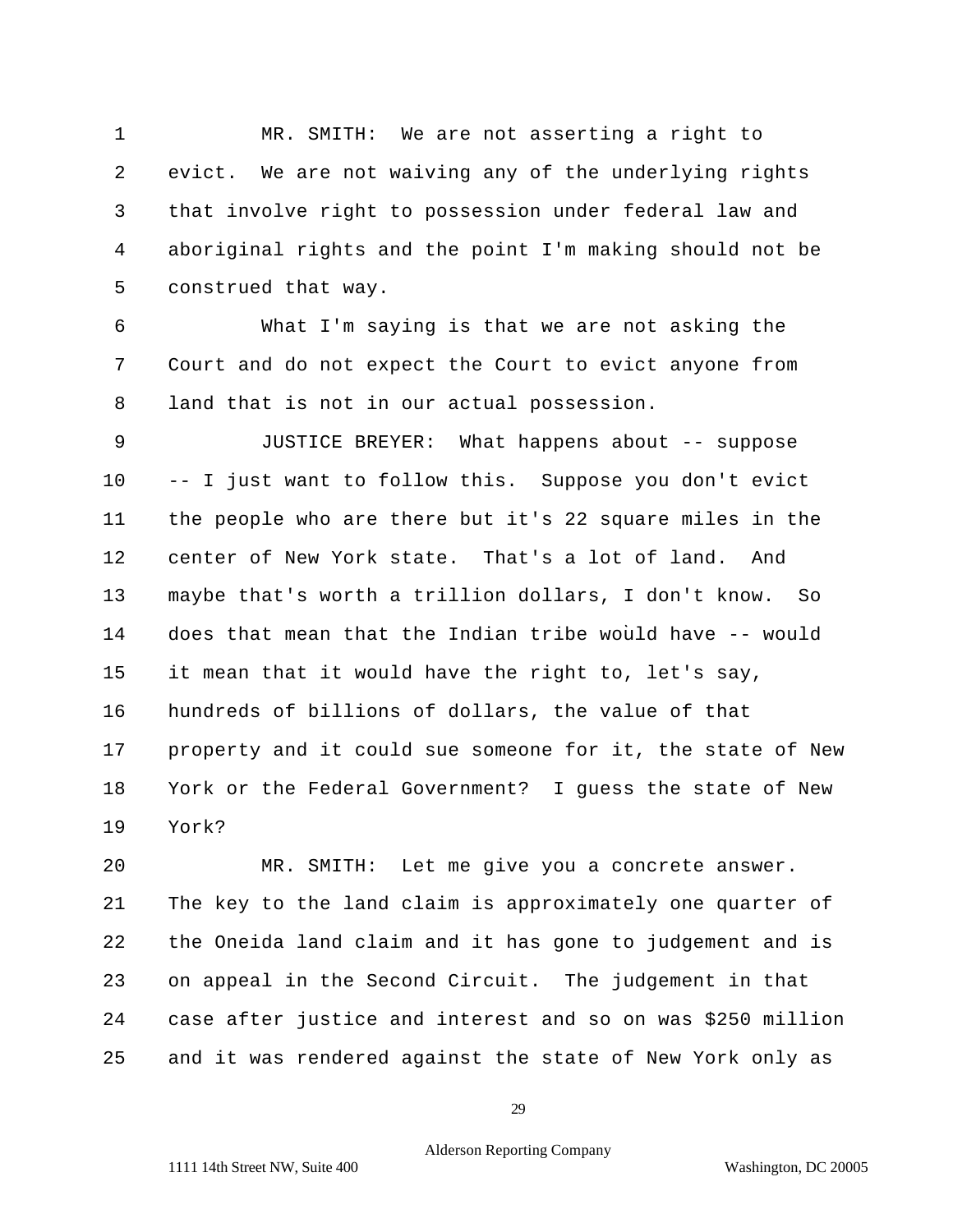1 MR. SMITH: We are not asserting a right to
2 evict. We are not waiving any of the underlying rights
3 that involve right to possession under federal law and
4 aboriginal rights and the point I'm making should not be
5 construed that way.

6 What I'm saying is that we are not asking the
7 Court and do not expect the Court to evict anyone from
8 land that is not in our actual possession.

9 JUSTICE BREYER: What happens about -- suppose
10 -- I just want to follow this. Suppose you don't evict
11 the people who are there but it's 22 square miles in the
12 center of New York state. That's a lot of land. And
13 maybe that's worth a trillion dollars, I don't know. So
14 does that mean that the Indian tribe would have -- would
15 it mean that it would have the right to, let's say,
16 hundreds of billions of dollars, the value of that
17 property and it could sue someone for it, the state of New
18 York or the Federal Government? I guess the state of New
19 York?

20 MR. SMITH: Let me give you a concrete answer.
21 The key to the land claim is approximately one quarter of
22 the Oneida land claim and it has gone to judgement and is
23 on appeal in the Second Circuit. The judgement in that
24 case after justice and interest and so on was $250 million
25 and it was rendered against the state of New York only as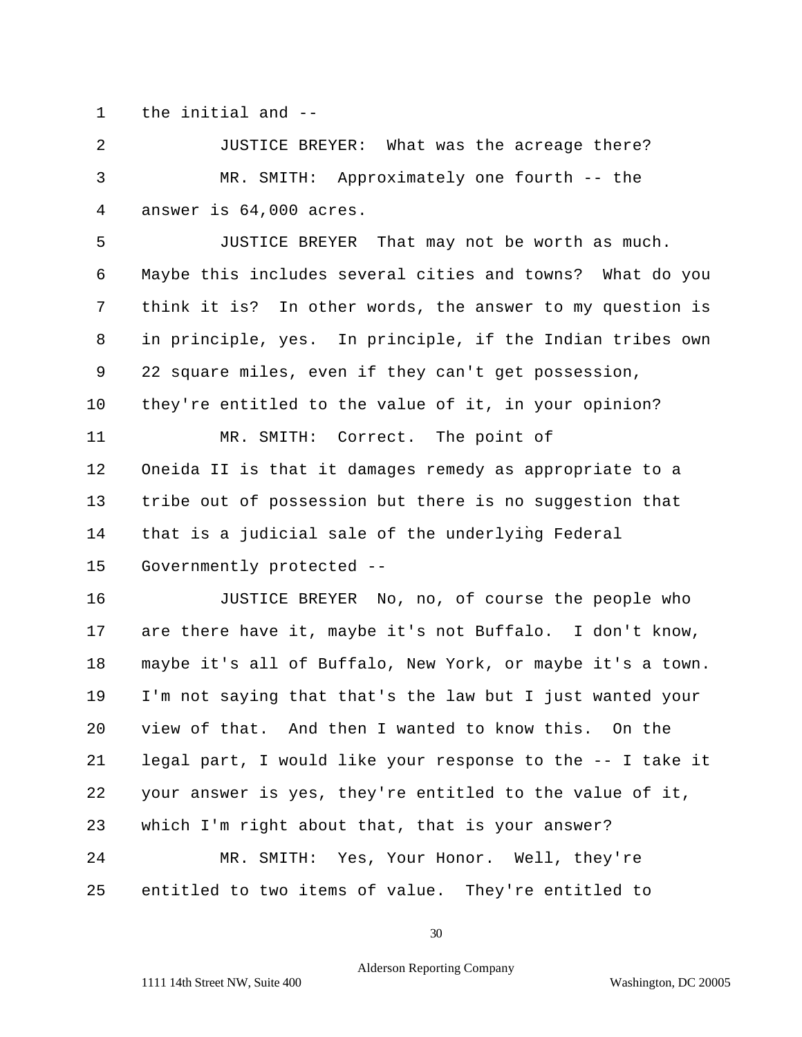the initial and --

JUSTICE BREYER: What was the acreage there?

MR. SMITH: Approximately one fourth -- the answer is 64,000 acres.

JUSTICE BREYER That may not be worth as much. Maybe this includes several cities and towns? What do you think it is? In other words, the answer to my question is in principle, yes. In principle, if the Indian tribes own 22 square miles, even if they can't get possession, they're entitled to the value of it, in your opinion?

MR. SMITH: Correct. The point of Oneida II is that it damages remedy as appropriate to a tribe out of possession but there is no suggestion that that is a judicial sale of the underlying Federal Governmently protected --

JUSTICE BREYER No, no, of course the people who are there have it, maybe it's not Buffalo. I don't know, maybe it's all of Buffalo, New York, or maybe it's a town. I'm not saying that that's the law but I just wanted your view of that. And then I wanted to know this. On the legal part, I would like your response to the -- I take it your answer is yes, they're entitled to the value of it, which I'm right about that, that is your answer?

MR. SMITH: Yes, Your Honor. Well, they're entitled to two items of value. They're entitled to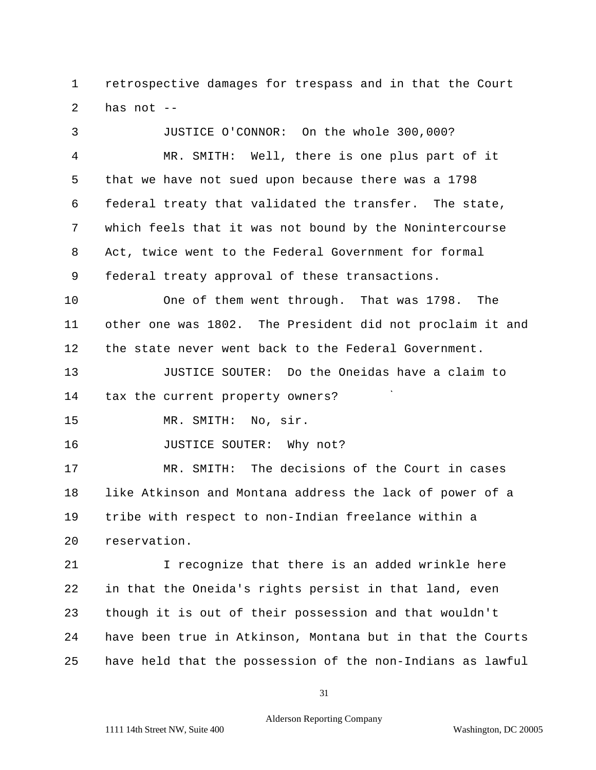retrospective damages for trespass and in that the Court has not --

JUSTICE O'CONNOR: On the whole 300,000?

MR. SMITH: Well, there is one plus part of it that we have not sued upon because there was a 1798 federal treaty that validated the transfer. The state, which feels that it was not bound by the Nonintercourse Act, twice went to the Federal Government for formal federal treaty approval of these transactions.

One of them went through. That was 1798. The other one was 1802. The President did not proclaim it and the state never went back to the Federal Government.

JUSTICE SOUTER: Do the Oneidas have a claim to tax the current property owners?

MR. SMITH: No, sir.

JUSTICE SOUTER: Why not?

MR. SMITH: The decisions of the Court in cases like Atkinson and Montana address the lack of power of a tribe with respect to non-Indian freelance within a reservation.

I recognize that there is an added wrinkle here in that the Oneida's rights persist in that land, even though it is out of their possession and that wouldn't have been true in Atkinson, Montana but in that the Courts have held that the possession of the non-Indians as lawful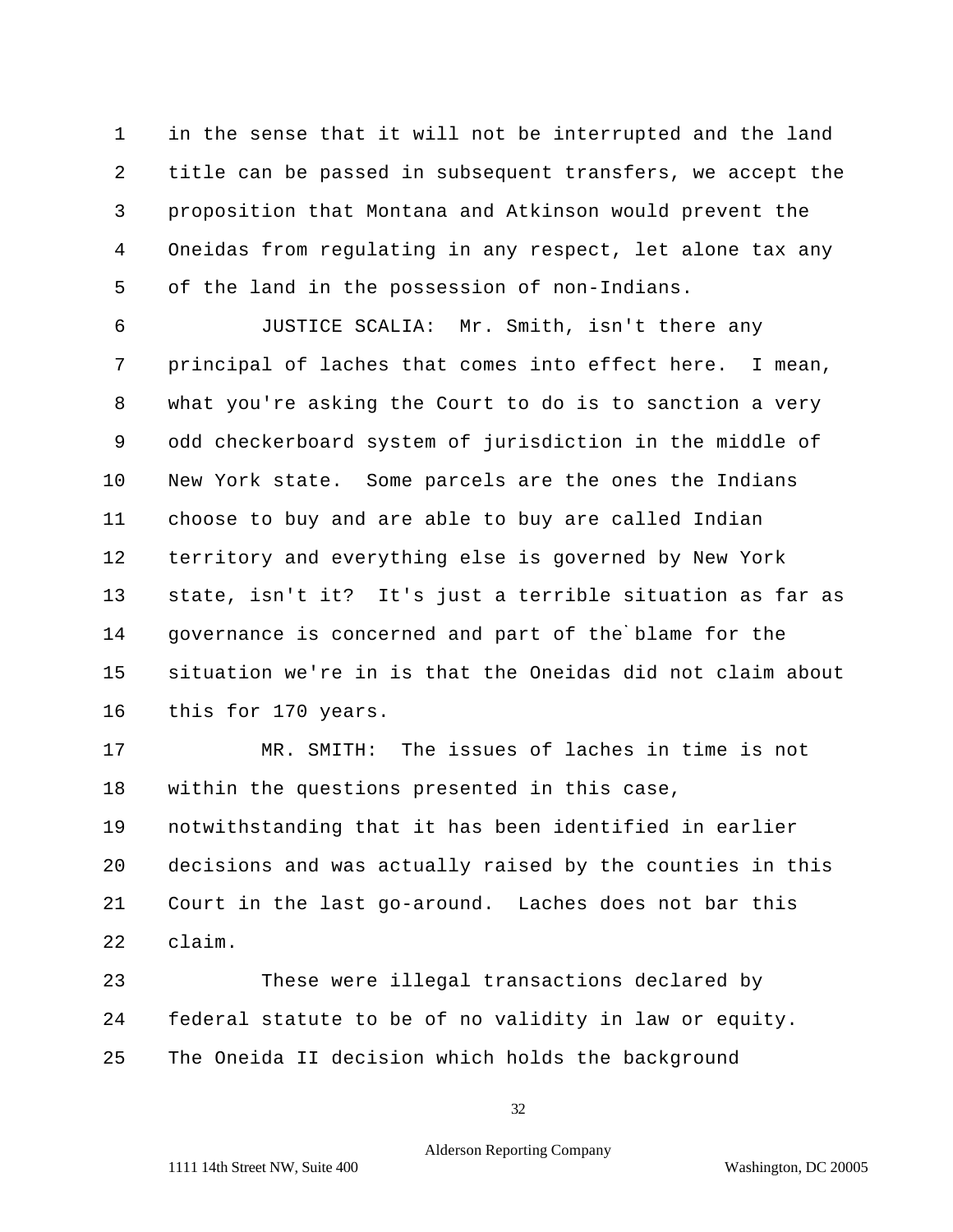in the sense that it will not be interrupted and the land title can be passed in subsequent transfers, we accept the proposition that Montana and Atkinson would prevent the Oneidas from regulating in any respect, let alone tax any of the land in the possession of non-Indians.

JUSTICE SCALIA: Mr. Smith, isn't there any principal of laches that comes into effect here. I mean, what you're asking the Court to do is to sanction a very odd checkerboard system of jurisdiction in the middle of New York state. Some parcels are the ones the Indians choose to buy and are able to buy are called Indian territory and everything else is governed by New York state, isn't it? It's just a terrible situation as far as governance is concerned and part of the`blame for the situation we're in is that the Oneidas did not claim about this for 170 years.

MR. SMITH: The issues of laches in time is not within the questions presented in this case, notwithstanding that it has been identified in earlier decisions and was actually raised by the counties in this Court in the last go-around. Laches does not bar this claim.

These were illegal transactions declared by federal statute to be of no validity in law or equity. The Oneida II decision which holds the background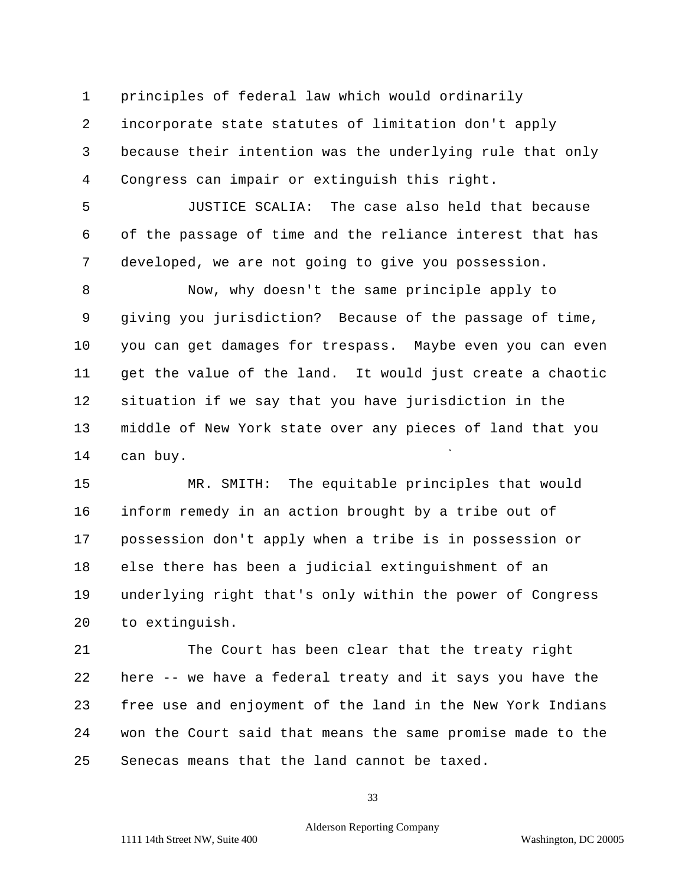principles of federal law which would ordinarily incorporate state statutes of limitation don't apply because their intention was the underlying rule that only Congress can impair or extinguish this right.

JUSTICE SCALIA: The case also held that because of the passage of time and the reliance interest that has developed, we are not going to give you possession.

Now, why doesn't the same principle apply to giving you jurisdiction? Because of the passage of time, you can get damages for trespass. Maybe even you can even get the value of the land. It would just create a chaotic situation if we say that you have jurisdiction in the middle of New York state over any pieces of land that you can buy.

MR. SMITH: The equitable principles that would inform remedy in an action brought by a tribe out of possession don't apply when a tribe is in possession or else there has been a judicial extinguishment of an underlying right that's only within the power of Congress to extinguish.

The Court has been clear that the treaty right here -- we have a federal treaty and it says you have the free use and enjoyment of the land in the New York Indians won the Court said that means the same promise made to the Senecas means that the land cannot be taxed.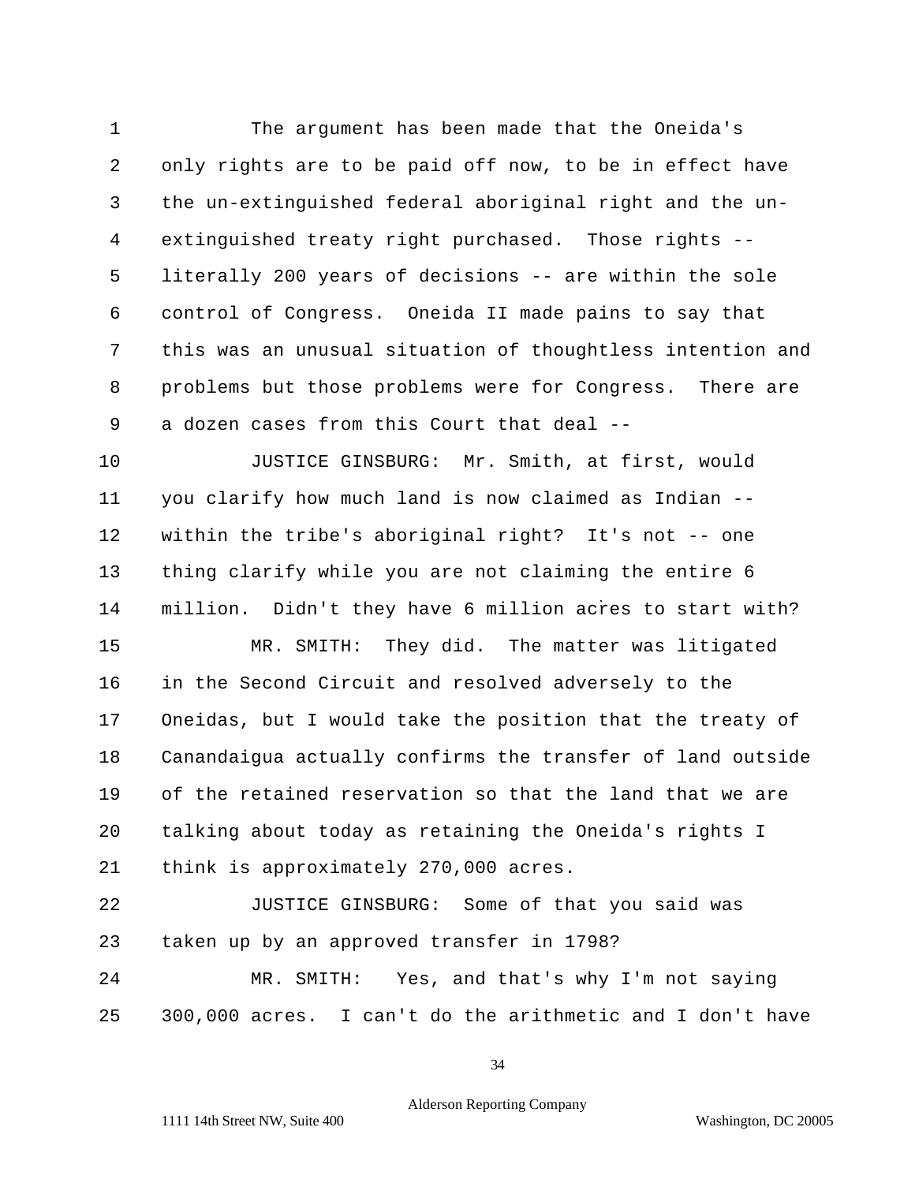1 The argument has been made that the Oneida's
2 only rights are to be paid off now, to be in effect have
3 the un-extinguished federal aboriginal right and the un-
4 extinguished treaty right purchased. Those rights --
5 literally 200 years of decisions -- are within the sole
6 control of Congress. Oneida II made pains to say that
7 this was an unusual situation of thoughtless intention and
8 problems but those problems were for Congress. There are
9 a dozen cases from this Court that deal --

10 JUSTICE GINSBURG: Mr. Smith, at first, would
11 you clarify how much land is now claimed as Indian --
12 within the tribe's aboriginal right? It's not -- one
13 thing clarify while you are not claiming the entire 6
14 million. Didn't they have 6 million acres to start with?

15 MR. SMITH: They did. The matter was litigated
16 in the Second Circuit and resolved adversely to the
17 Oneidas, but I would take the position that the treaty of
18 Canandaigua actually confirms the transfer of land outside
19 of the retained reservation so that the land that we are
20 talking about today as retaining the Oneida's rights I
21 think is approximately 270,000 acres.

22 JUSTICE GINSBURG: Some of that you said was
23 taken up by an approved transfer in 1798?

24 MR. SMITH: Yes, and that's why I'm not saying
25 300,000 acres. I can't do the arithmetic and I don't have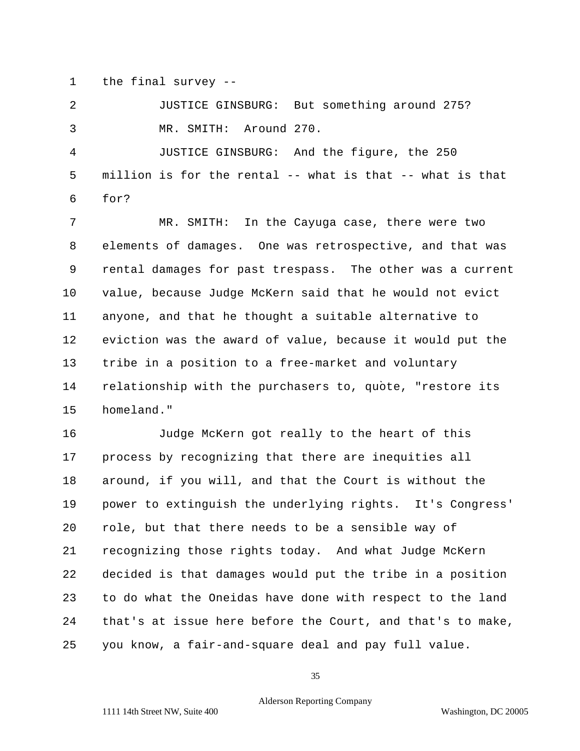the final survey --

JUSTICE GINSBURG: But something around 275?

MR. SMITH: Around 270.

JUSTICE GINSBURG: And the figure, the 250 million is for the rental -- what is that -- what is that for?

MR. SMITH: In the Cayuga case, there were two elements of damages. One was retrospective, and that was rental damages for past trespass. The other was a current value, because Judge McKern said that he would not evict anyone, and that he thought a suitable alternative to eviction was the award of value, because it would put the tribe in a position to a free-market and voluntary relationship with the purchasers to, quote, "restore its homeland."

Judge McKern got really to the heart of this process by recognizing that there are inequities all around, if you will, and that the Court is without the power to extinguish the underlying rights. It's Congress' role, but that there needs to be a sensible way of recognizing those rights today. And what Judge McKern decided is that damages would put the tribe in a position to do what the Oneidas have done with respect to the land that's at issue here before the Court, and that's to make, you know, a fair-and-square deal and pay full value.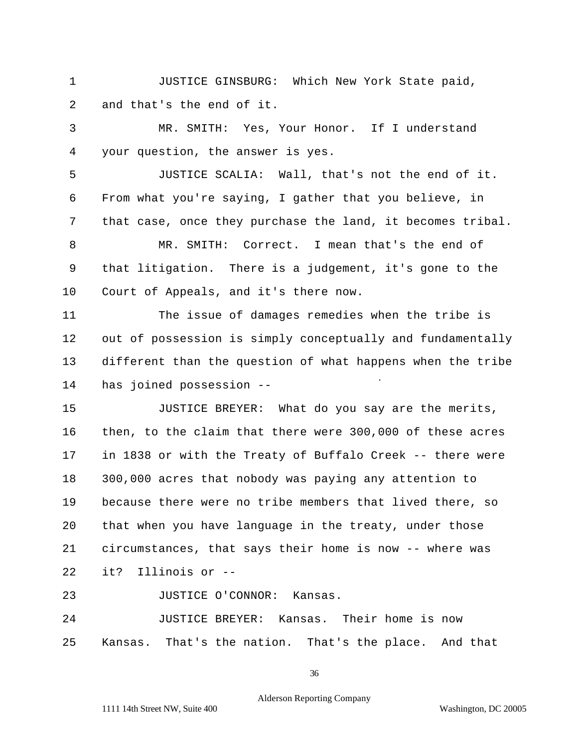JUSTICE GINSBURG: Which New York State paid, and that's the end of it.

MR. SMITH: Yes, Your Honor. If I understand your question, the answer is yes.

JUSTICE SCALIA: Wall, that's not the end of it. From what you're saying, I gather that you believe, in that case, once they purchase the land, it becomes tribal.

MR. SMITH: Correct. I mean that's the end of that litigation. There is a judgement, it's gone to the Court of Appeals, and it's there now.

The issue of damages remedies when the tribe is out of possession is simply conceptually and fundamentally different than the question of what happens when the tribe has joined possession --

JUSTICE BREYER: What do you say are the merits, then, to the claim that there were 300,000 of these acres in 1838 or with the Treaty of Buffalo Creek -- there were 300,000 acres that nobody was paying any attention to because there were no tribe members that lived there, so that when you have language in the treaty, under those circumstances, that says their home is now -- where was it? Illinois or --

JUSTICE O'CONNOR: Kansas.

JUSTICE BREYER: Kansas. Their home is now Kansas. That's the nation. That's the place. And that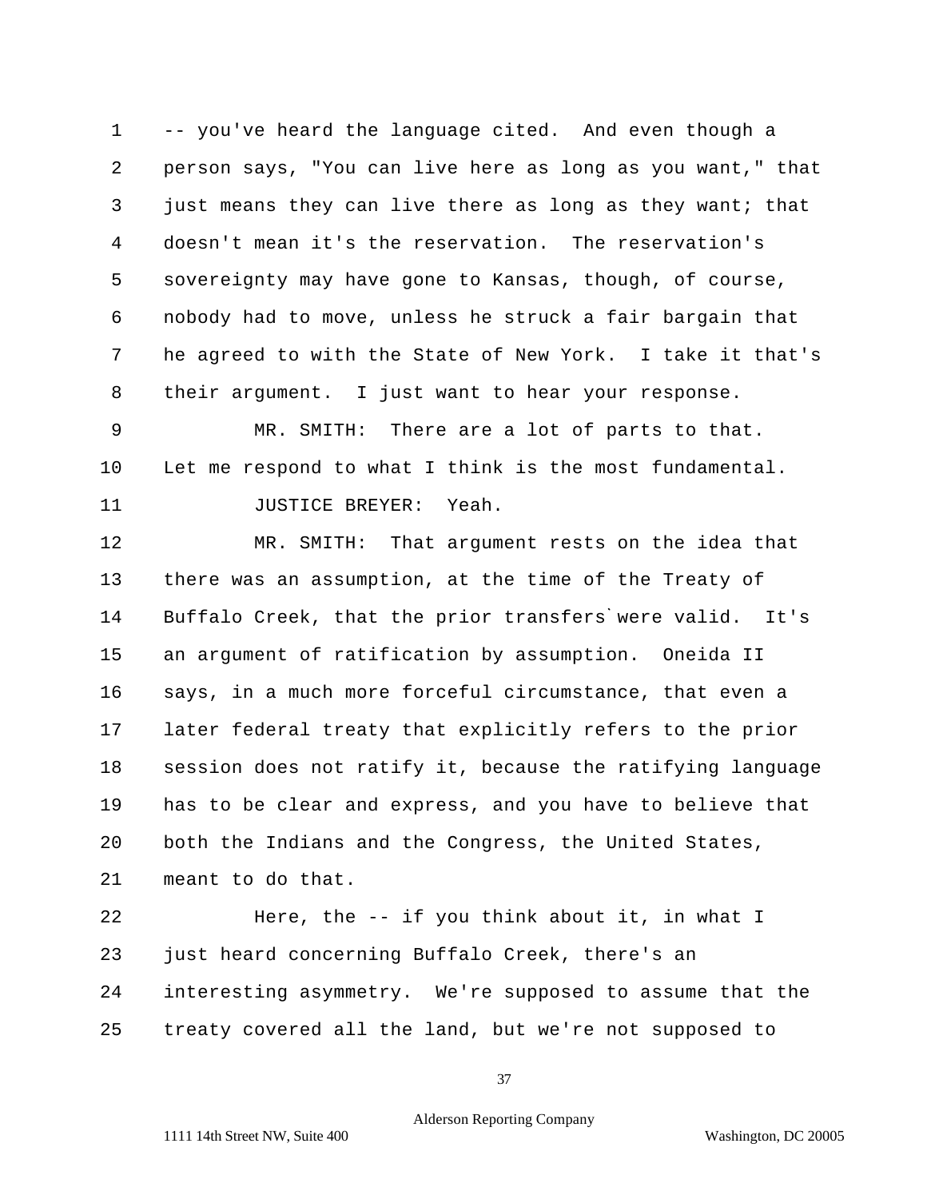-- you've heard the language cited. And even though a person says, "You can live here as long as you want," that just means they can live there as long as they want; that doesn't mean it's the reservation. The reservation's sovereignty may have gone to Kansas, though, of course, nobody had to move, unless he struck a fair bargain that he agreed to with the State of New York. I take it that's their argument. I just want to hear your response.

MR. SMITH: There are a lot of parts to that. Let me respond to what I think is the most fundamental.

JUSTICE BREYER: Yeah.

MR. SMITH: That argument rests on the idea that there was an assumption, at the time of the Treaty of Buffalo Creek, that the prior transfers`were valid. It's an argument of ratification by assumption. Oneida II says, in a much more forceful circumstance, that even a later federal treaty that explicitly refers to the prior session does not ratify it, because the ratifying language has to be clear and express, and you have to believe that both the Indians and the Congress, the United States, meant to do that.

Here, the -- if you think about it, in what I just heard concerning Buffalo Creek, there's an interesting asymmetry. We're supposed to assume that the treaty covered all the land, but we're not supposed to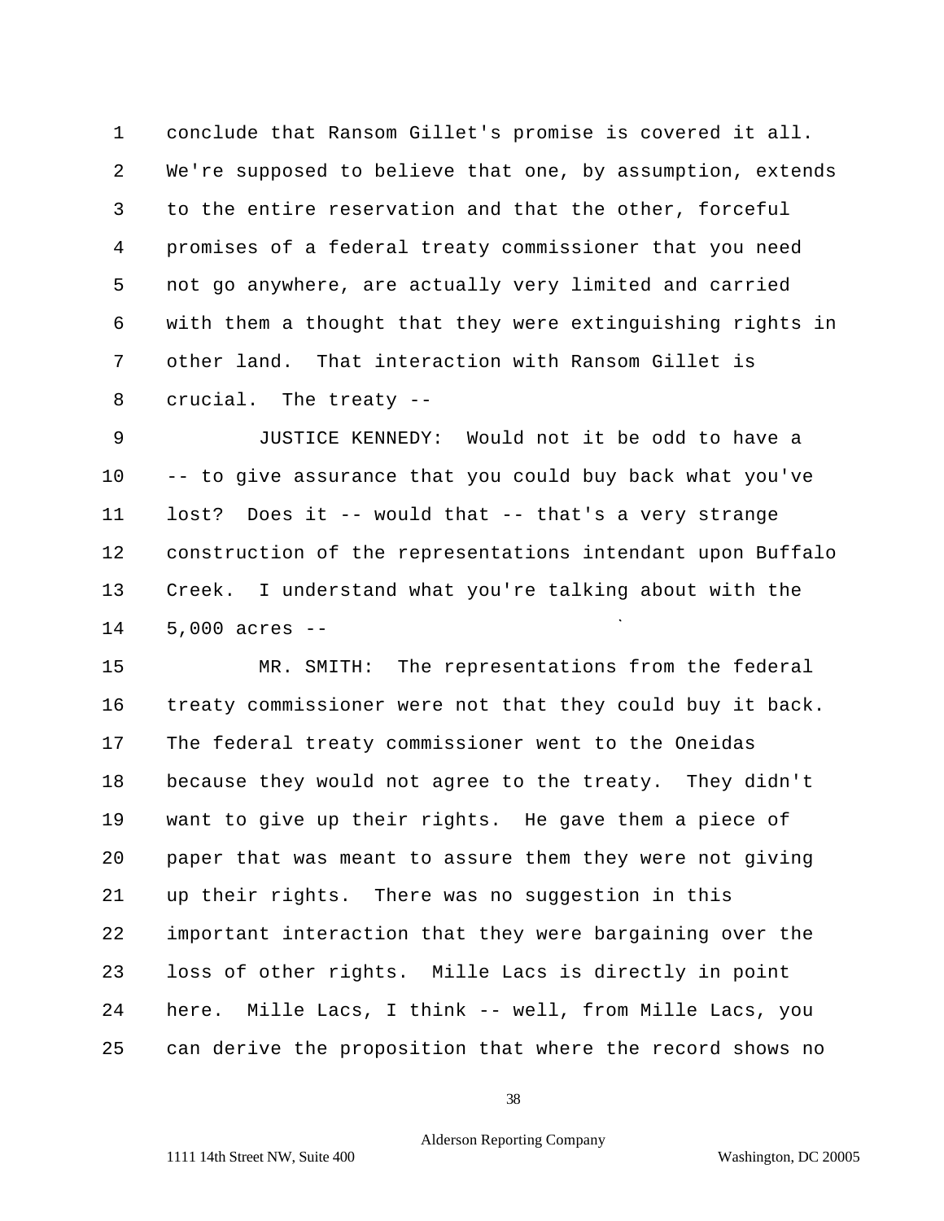conclude that Ransom Gillet's promise is covered it all. We're supposed to believe that one, by assumption, extends to the entire reservation and that the other, forceful promises of a federal treaty commissioner that you need not go anywhere, are actually very limited and carried with them a thought that they were extinguishing rights in other land. That interaction with Ransom Gillet is crucial. The treaty --

JUSTICE KENNEDY: Would not it be odd to have a -- to give assurance that you could buy back what you've lost? Does it -- would that -- that's a very strange construction of the representations intendant upon Buffalo Creek. I understand what you're talking about with the 5,000 acres --

MR. SMITH: The representations from the federal treaty commissioner were not that they could buy it back. The federal treaty commissioner went to the Oneidas because they would not agree to the treaty. They didn't want to give up their rights. He gave them a piece of paper that was meant to assure them they were not giving up their rights. There was no suggestion in this important interaction that they were bargaining over the loss of other rights. Mille Lacs is directly in point here. Mille Lacs, I think -- well, from Mille Lacs, you can derive the proposition that where the record shows no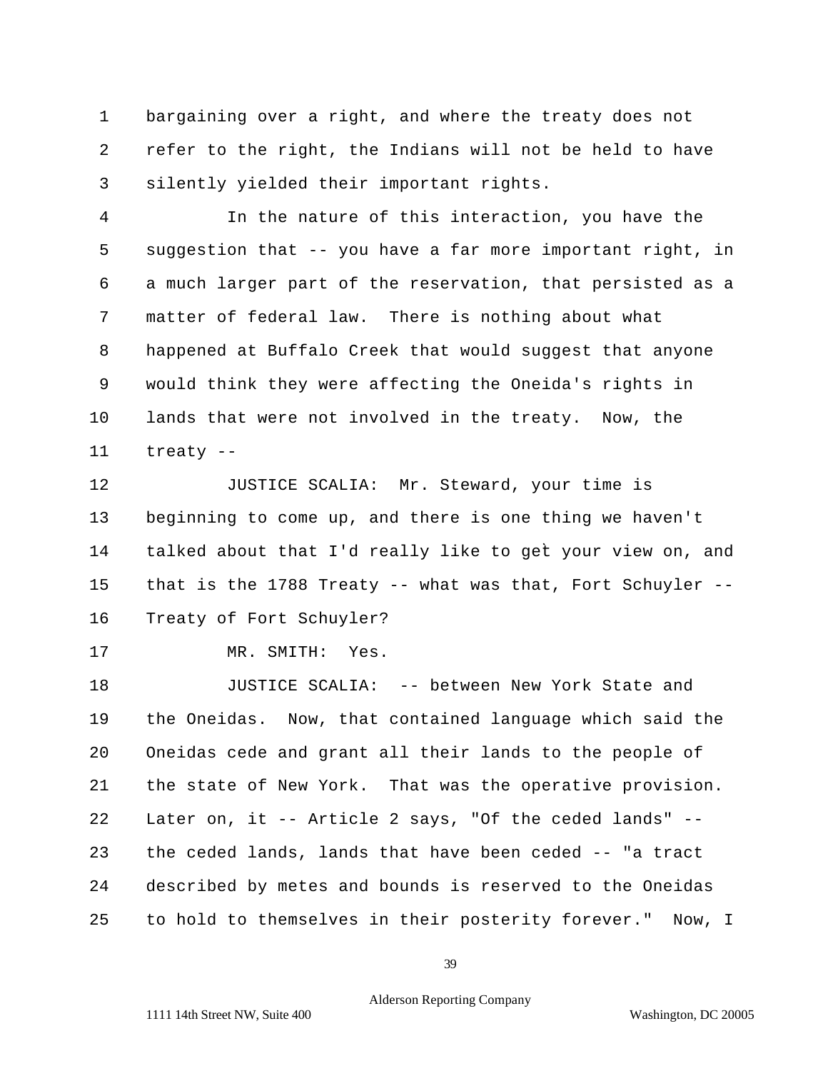1 bargaining over a right, and where the treaty does not
2 refer to the right, the Indians will not be held to have
3 silently yielded their important rights.

4 In the nature of this interaction, you have the
5 suggestion that -- you have a far more important right, in
6 a much larger part of the reservation, that persisted as a
7 matter of federal law. There is nothing about what
8 happened at Buffalo Creek that would suggest that anyone
9 would think they were affecting the Oneida's rights in
10 lands that were not involved in the treaty. Now, the
11 treaty --

12 JUSTICE SCALIA: Mr. Steward, your time is
13 beginning to come up, and there is one thing we haven't
14 talked about that I'd really like to get your view on, and
15 that is the 1788 Treaty -- what was that, Fort Schuyler --
16 Treaty of Fort Schuyler?

17 MR. SMITH: Yes.

18 JUSTICE SCALIA: -- between New York State and
19 the Oneidas. Now, that contained language which said the
20 Oneidas cede and grant all their lands to the people of
21 the state of New York. That was the operative provision.
22 Later on, it -- Article 2 says, "Of the ceded lands" --
23 the ceded lands, lands that have been ceded -- "a tract
24 described by metes and bounds is reserved to the Oneidas
25 to hold to themselves in their posterity forever." Now, I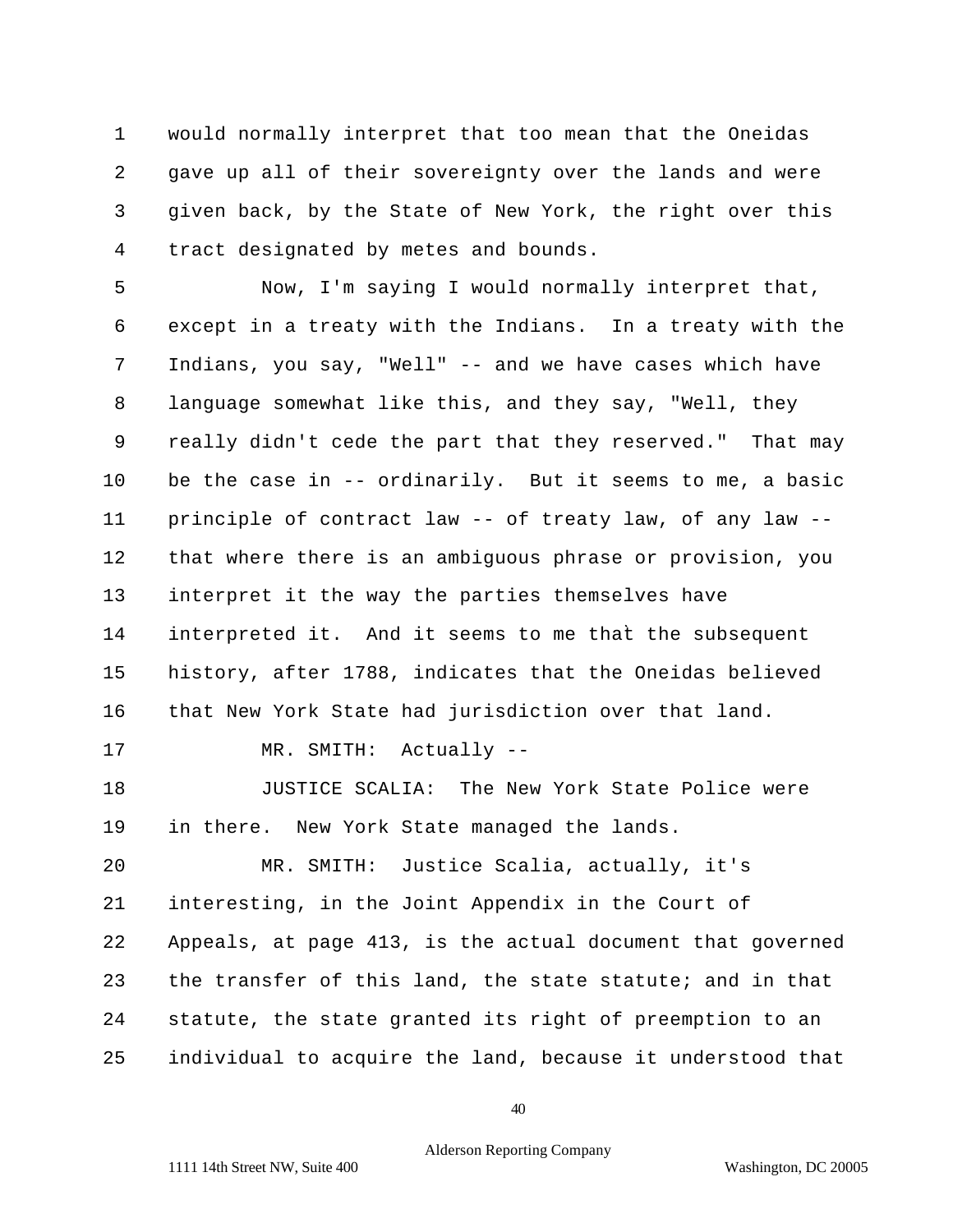1 would normally interpret that too mean that the Oneidas
2 gave up all of their sovereignty over the lands and were
3 given back, by the State of New York, the right over this
4 tract designated by metes and bounds.

5 Now, I'm saying I would normally interpret that,
6 except in a treaty with the Indians. In a treaty with the
7 Indians, you say, "Well" -- and we have cases which have
8 language somewhat like this, and they say, "Well, they
9 really didn't cede the part that they reserved." That may
10 be the case in -- ordinarily. But it seems to me, a basic
11 principle of contract law -- of treaty law, of any law --
12 that where there is an ambiguous phrase or provision, you
13 interpret it the way the parties themselves have
14 interpreted it. And it seems to me that the subsequent
15 history, after 1788, indicates that the Oneidas believed
16 that New York State had jurisdiction over that land.

17 MR. SMITH: Actually --

18 JUSTICE SCALIA: The New York State Police were
19 in there. New York State managed the lands.

20 MR. SMITH: Justice Scalia, actually, it's
21 interesting, in the Joint Appendix in the Court of
22 Appeals, at page 413, is the actual document that governed
23 the transfer of this land, the state statute; and in that
24 statute, the state granted its right of preemption to an
25 individual to acquire the land, because it understood that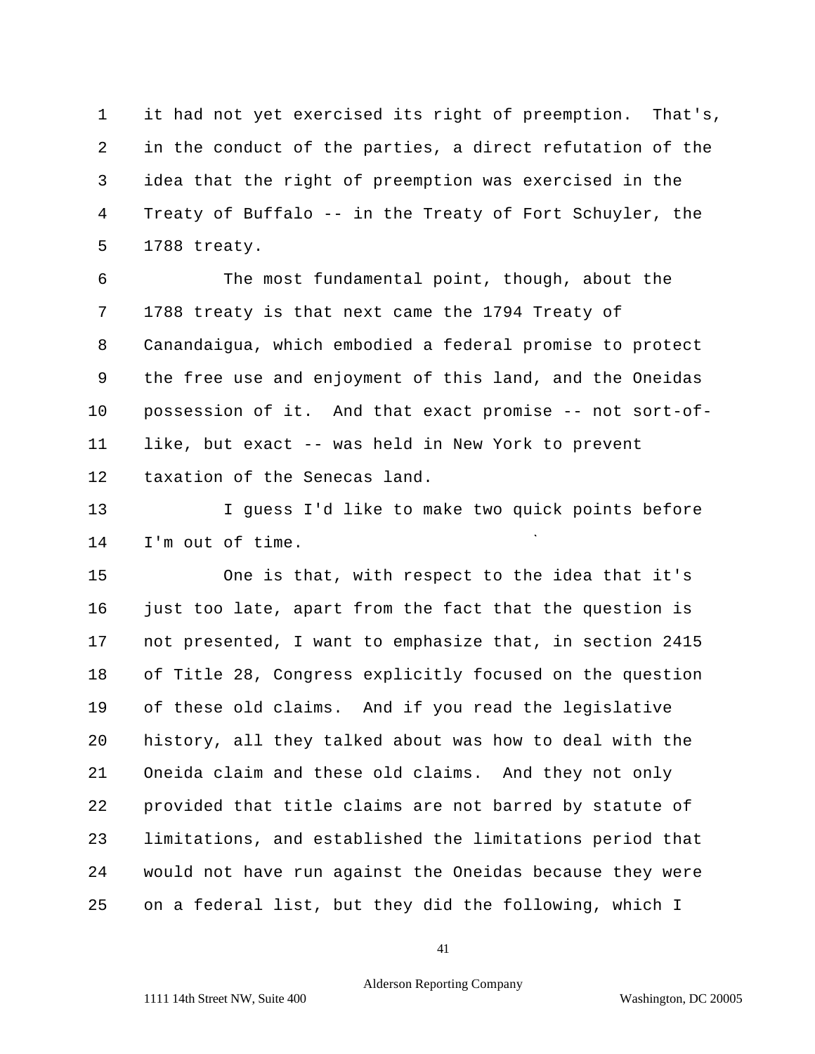it had not yet exercised its right of preemption. That's, in the conduct of the parties, a direct refutation of the idea that the right of preemption was exercised in the Treaty of Buffalo -- in the Treaty of Fort Schuyler, the 1788 treaty.

The most fundamental point, though, about the 1788 treaty is that next came the 1794 Treaty of Canandaigua, which embodied a federal promise to protect the free use and enjoyment of this land, and the Oneidas possession of it. And that exact promise -- not sort-of-like, but exact -- was held in New York to prevent taxation of the Senecas land.

I guess I'd like to make two quick points before I'm out of time.

One is that, with respect to the idea that it's just too late, apart from the fact that the question is not presented, I want to emphasize that, in section 2415 of Title 28, Congress explicitly focused on the question of these old claims. And if you read the legislative history, all they talked about was how to deal with the Oneida claim and these old claims. And they not only provided that title claims are not barred by statute of limitations, and established the limitations period that would not have run against the Oneidas because they were on a federal list, but they did the following, which I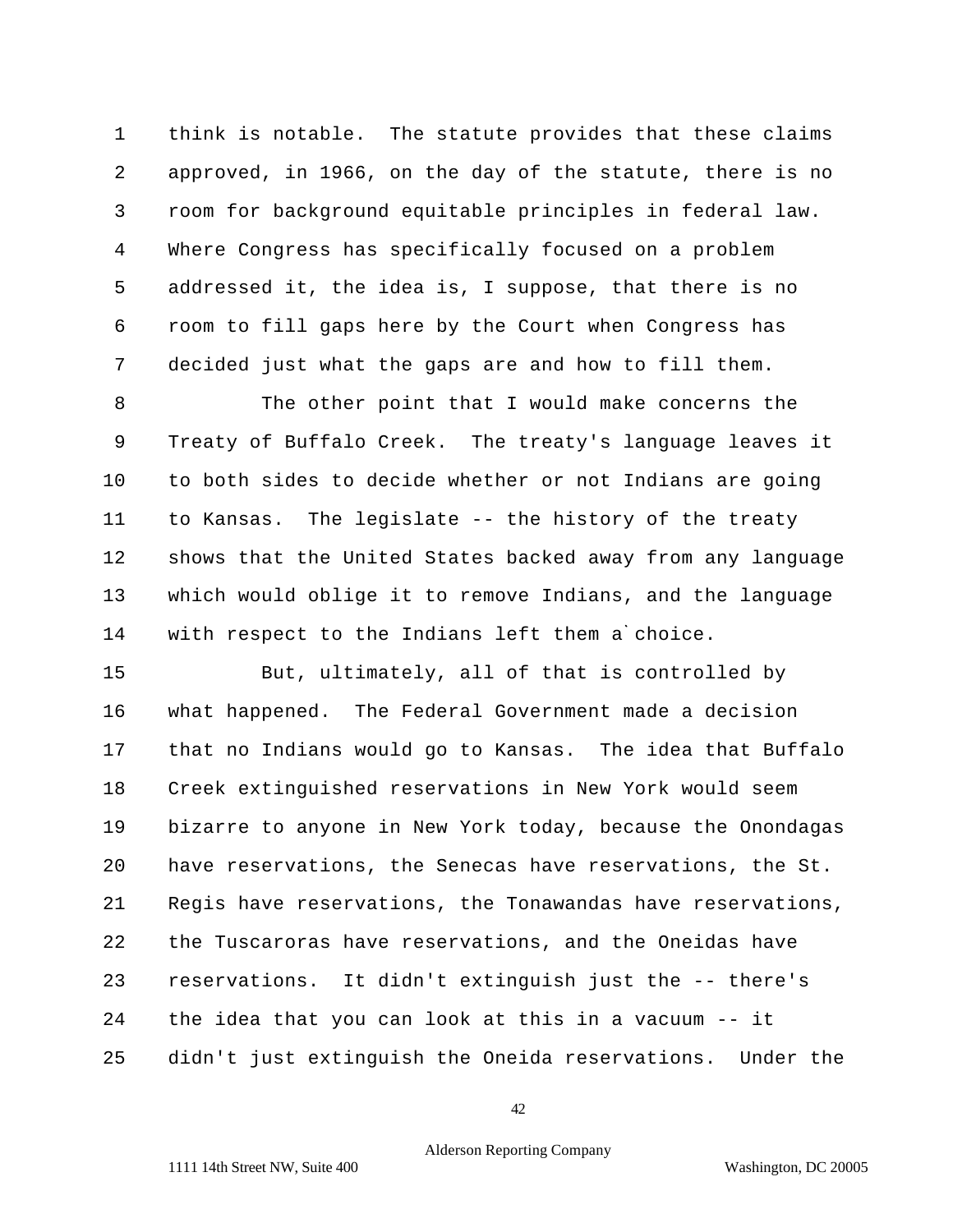think is notable. The statute provides that these claims approved, in 1966, on the day of the statute, there is no room for background equitable principles in federal law. Where Congress has specifically focused on a problem addressed it, the idea is, I suppose, that there is no room to fill gaps here by the Court when Congress has decided just what the gaps are and how to fill them.

The other point that I would make concerns the Treaty of Buffalo Creek. The treaty's language leaves it to both sides to decide whether or not Indians are going to Kansas. The legislate -- the history of the treaty shows that the United States backed away from any language which would oblige it to remove Indians, and the language with respect to the Indians left them a`choice.

But, ultimately, all of that is controlled by what happened. The Federal Government made a decision that no Indians would go to Kansas. The idea that Buffalo Creek extinguished reservations in New York would seem bizarre to anyone in New York today, because the Onondagas have reservations, the Senecas have reservations, the St. Regis have reservations, the Tonawandas have reservations, the Tuscaroras have reservations, and the Oneidas have reservations. It didn't extinguish just the -- there's the idea that you can look at this in a vacuum -- it didn't just extinguish the Oneida reservations. Under the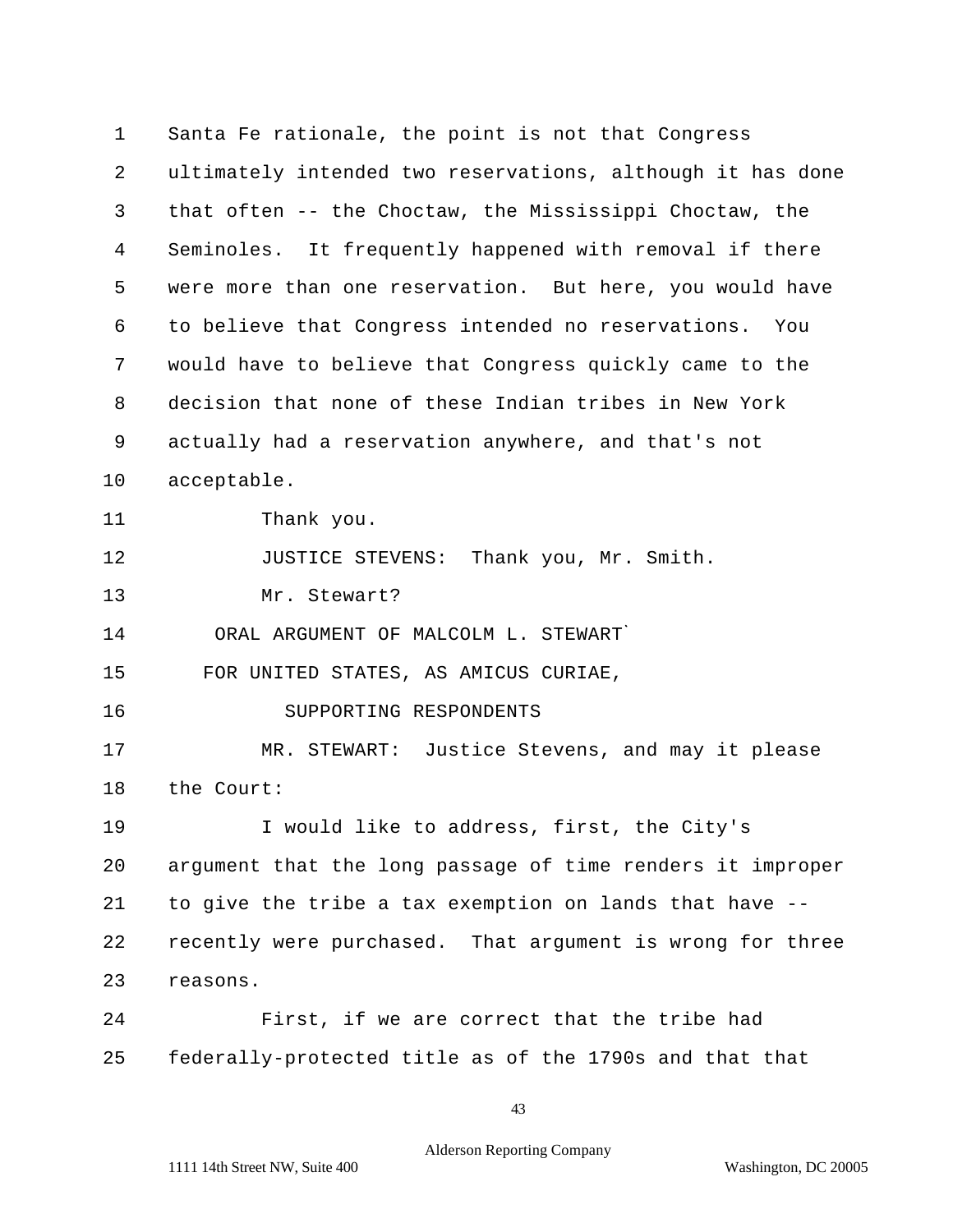Santa Fe rationale, the point is not that Congress ultimately intended two reservations, although it has done that often -- the Choctaw, the Mississippi Choctaw, the Seminoles. It frequently happened with removal if there were more than one reservation. But here, you would have to believe that Congress intended no reservations. You would have to believe that Congress quickly came to the decision that none of these Indian tribes in New York actually had a reservation anywhere, and that's not acceptable.

Thank you.

JUSTICE STEVENS: Thank you, Mr. Smith.

Mr. Stewart?

ORAL ARGUMENT OF MALCOLM L. STEWART`
FOR UNITED STATES, AS AMICUS CURIAE,
SUPPORTING RESPONDENTS

MR. STEWART: Justice Stevens, and may it please the Court:

I would like to address, first, the City's argument that the long passage of time renders it improper to give the tribe a tax exemption on lands that have -- recently were purchased. That argument is wrong for three reasons.

First, if we are correct that the tribe had federally-protected title as of the 1790s and that that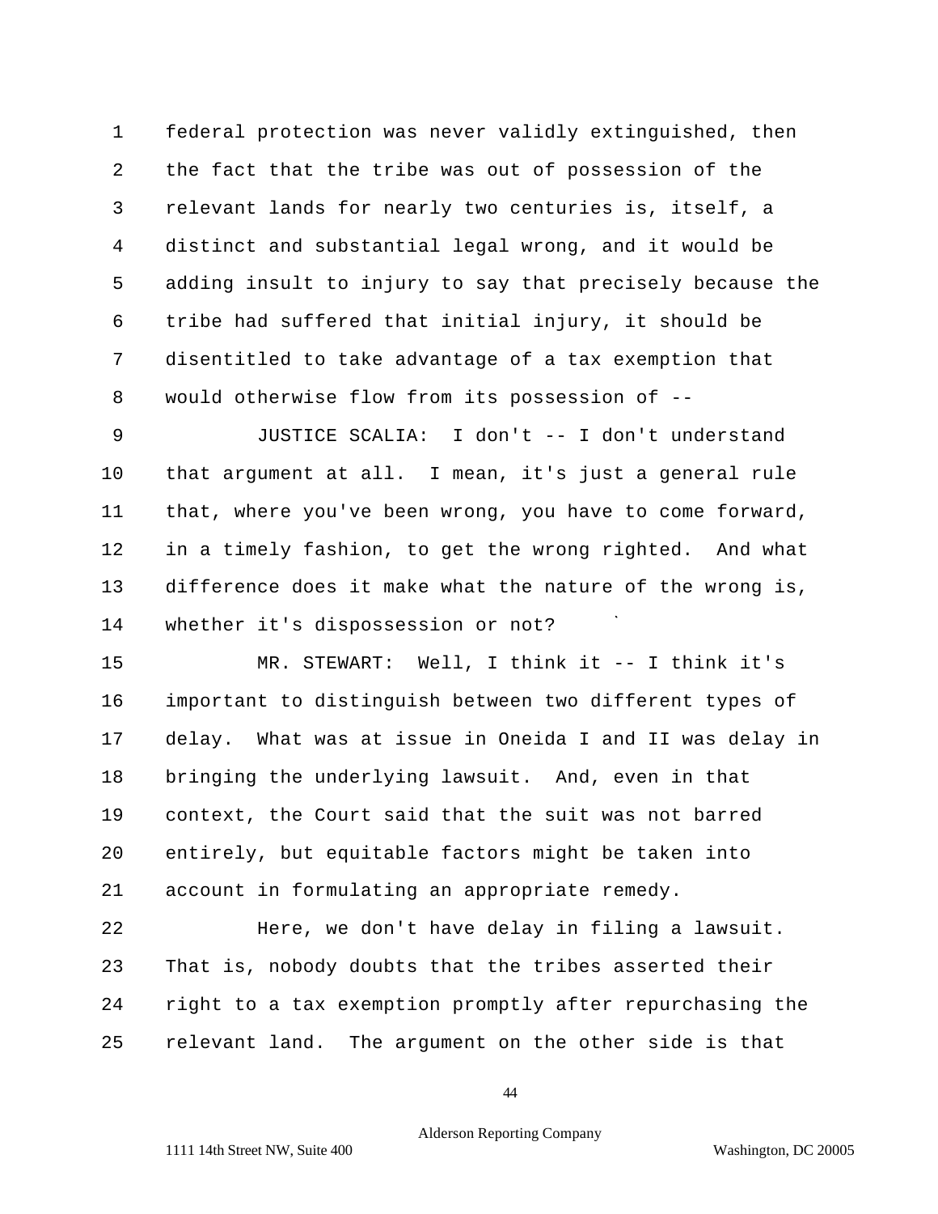federal protection was never validly extinguished, then the fact that the tribe was out of possession of the relevant lands for nearly two centuries is, itself, a distinct and substantial legal wrong, and it would be adding insult to injury to say that precisely because the tribe had suffered that initial injury, it should be disentitled to take advantage of a tax exemption that would otherwise flow from its possession of --

JUSTICE SCALIA: I don't -- I don't understand that argument at all. I mean, it's just a general rule that, where you've been wrong, you have to come forward, in a timely fashion, to get the wrong righted. And what difference does it make what the nature of the wrong is, whether it's dispossession or not?

MR. STEWART: Well, I think it -- I think it's important to distinguish between two different types of delay. What was at issue in Oneida I and II was delay in bringing the underlying lawsuit. And, even in that context, the Court said that the suit was not barred entirely, but equitable factors might be taken into account in formulating an appropriate remedy.

Here, we don't have delay in filing a lawsuit. That is, nobody doubts that the tribes asserted their right to a tax exemption promptly after repurchasing the relevant land. The argument on the other side is that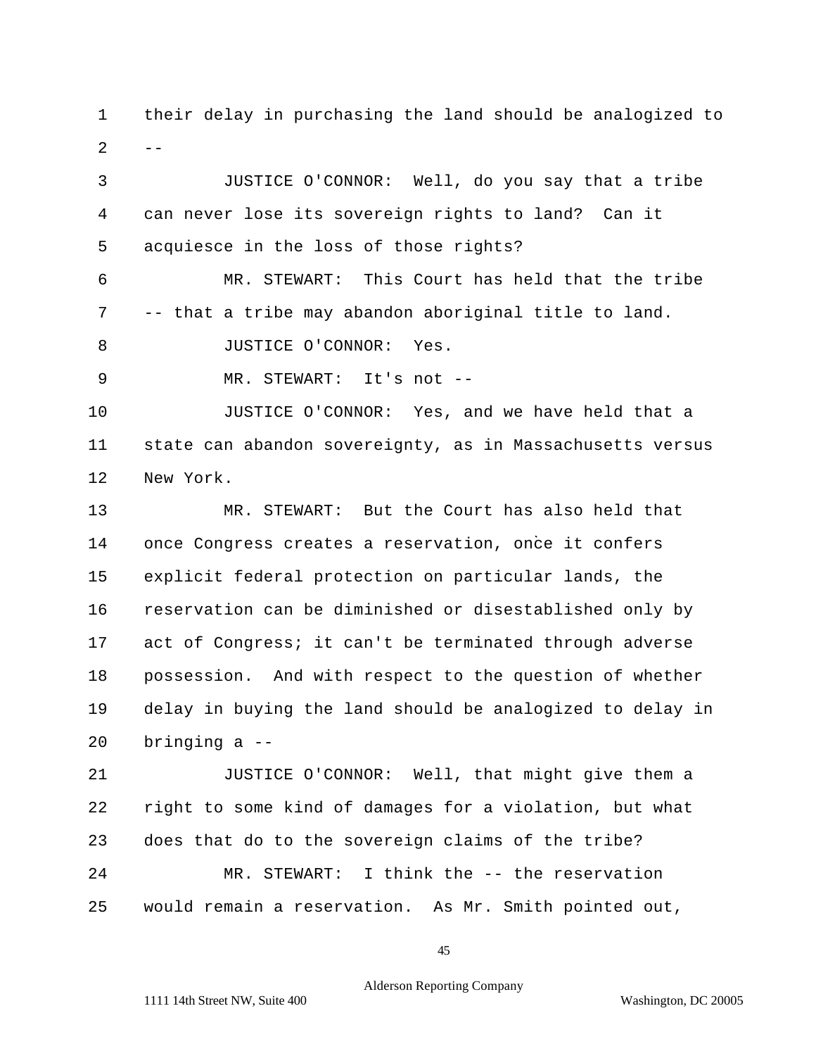their delay in purchasing the land should be analogized to --

JUSTICE O'CONNOR: Well, do you say that a tribe can never lose its sovereign rights to land? Can it acquiesce in the loss of those rights?

MR. STEWART: This Court has held that the tribe -- that a tribe may abandon aboriginal title to land.

JUSTICE O'CONNOR: Yes.

MR. STEWART: It's not --

JUSTICE O'CONNOR: Yes, and we have held that a state can abandon sovereignty, as in Massachusetts versus New York.

MR. STEWART: But the Court has also held that once Congress creates a reservation, once it confers explicit federal protection on particular lands, the reservation can be diminished or disestablished only by act of Congress; it can't be terminated through adverse possession. And with respect to the question of whether delay in buying the land should be analogized to delay in bringing a --

JUSTICE O'CONNOR: Well, that might give them a right to some kind of damages for a violation, but what does that do to the sovereign claims of the tribe?

MR. STEWART: I think the -- the reservation would remain a reservation. As Mr. Smith pointed out,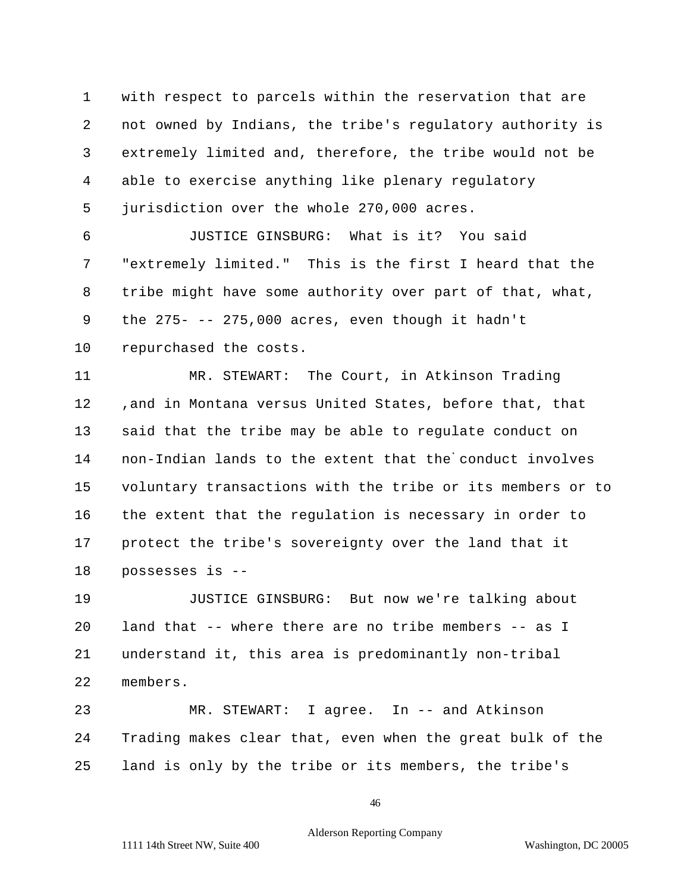with respect to parcels within the reservation that are not owned by Indians, the tribe's regulatory authority is extremely limited and, therefore, the tribe would not be able to exercise anything like plenary regulatory jurisdiction over the whole 270,000 acres.

JUSTICE GINSBURG: What is it? You said "extremely limited." This is the first I heard that the tribe might have some authority over part of that, what, the 275- -- 275,000 acres, even though it hadn't repurchased the costs.

MR. STEWART: The Court, in Atkinson Trading ,and in Montana versus United States, before that, that said that the tribe may be able to regulate conduct on non-Indian lands to the extent that the`conduct involves voluntary transactions with the tribe or its members or to the extent that the regulation is necessary in order to protect the tribe's sovereignty over the land that it possesses is --

JUSTICE GINSBURG: But now we're talking about land that -- where there are no tribe members -- as I understand it, this area is predominantly non-tribal members.

MR. STEWART: I agree. In -- and Atkinson Trading makes clear that, even when the great bulk of the land is only by the tribe or its members, the tribe's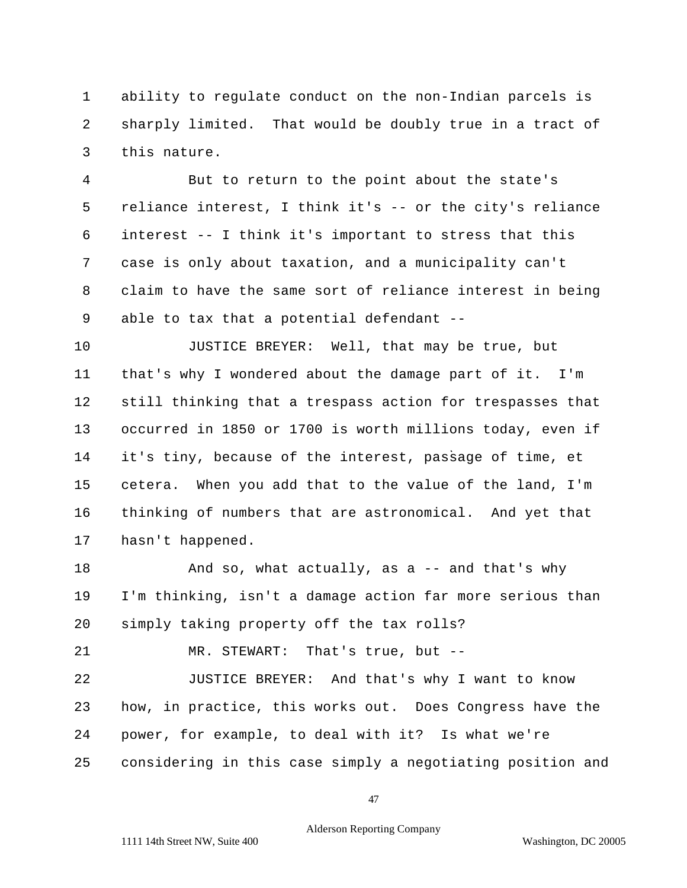ability to regulate conduct on the non-Indian parcels is sharply limited. That would be doubly true in a tract of this nature.

But to return to the point about the state's reliance interest, I think it's -- or the city's reliance interest -- I think it's important to stress that this case is only about taxation, and a municipality can't claim to have the same sort of reliance interest in being able to tax that a potential defendant --

JUSTICE BREYER: Well, that may be true, but that's why I wondered about the damage part of it. I'm still thinking that a trespass action for trespasses that occurred in 1850 or 1700 is worth millions today, even if it's tiny, because of the interest, passage of time, et cetera. When you add that to the value of the land, I'm thinking of numbers that are astronomical. And yet that hasn't happened.

And so, what actually, as a -- and that's why I'm thinking, isn't a damage action far more serious than simply taking property off the tax rolls?

MR. STEWART: That's true, but --

JUSTICE BREYER: And that's why I want to know how, in practice, this works out. Does Congress have the power, for example, to deal with it? Is what we're considering in this case simply a negotiating position and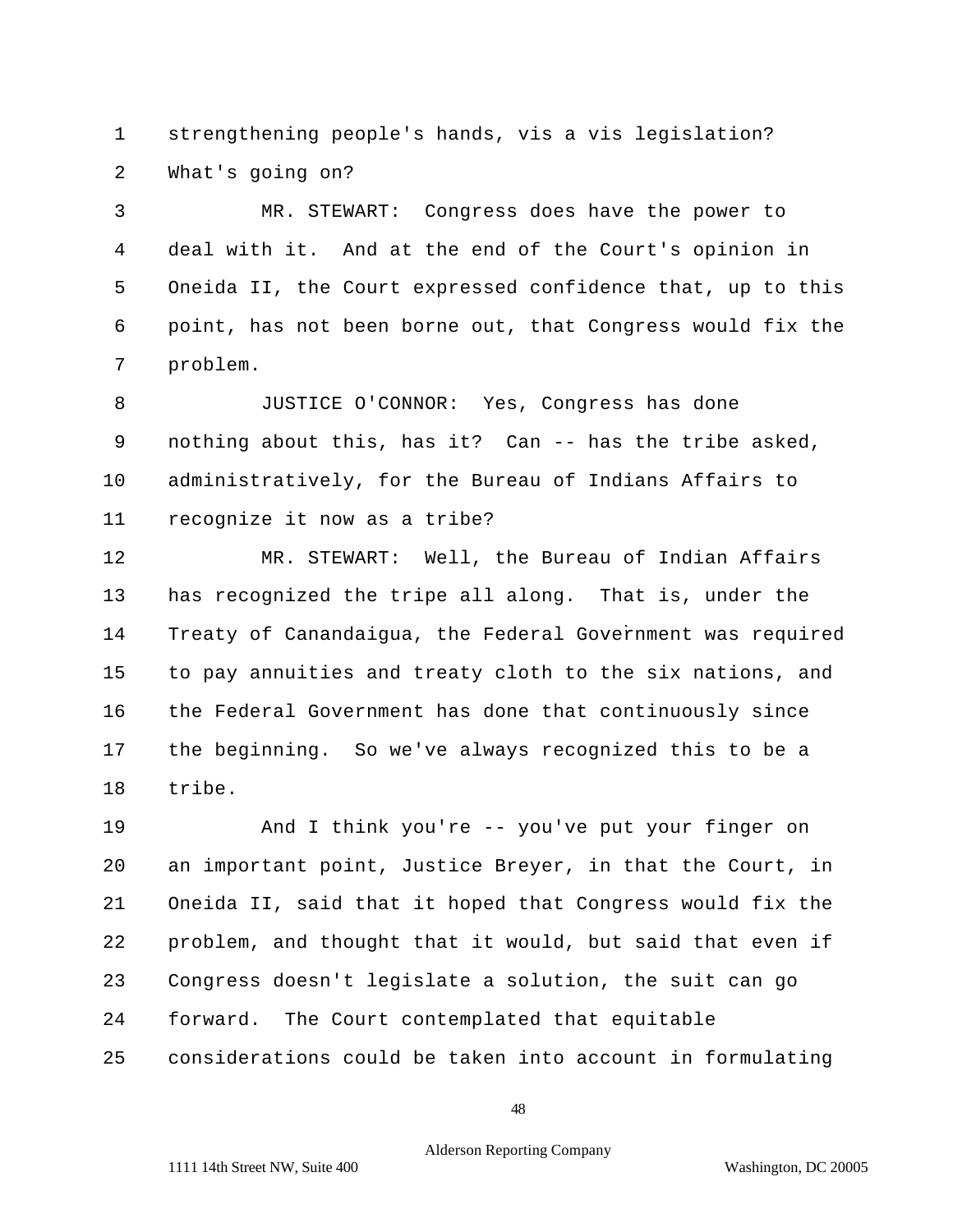1 strengthening people's hands, vis a vis legislation?

2 What's going on?

3 MR. STEWART: Congress does have the power to

4 deal with it. And at the end of the Court's opinion in

5 Oneida II, the Court expressed confidence that, up to this

6 point, has not been borne out, that Congress would fix the

7 problem.

8 JUSTICE O'CONNOR: Yes, Congress has done

9 nothing about this, has it? Can -- has the tribe asked,

10 administratively, for the Bureau of Indians Affairs to

11 recognize it now as a tribe?

12 MR. STEWART: Well, the Bureau of Indian Affairs

13 has recognized the tripe all along. That is, under the

14 Treaty of Canandaigua, the Federal Government was required

15 to pay annuities and treaty cloth to the six nations, and

16 the Federal Government has done that continuously since

17 the beginning. So we've always recognized this to be a

18 tribe.

19 And I think you're -- you've put your finger on

20 an important point, Justice Breyer, in that the Court, in

21 Oneida II, said that it hoped that Congress would fix the

22 problem, and thought that it would, but said that even if

23 Congress doesn't legislate a solution, the suit can go

24 forward. The Court contemplated that equitable

25 considerations could be taken into account in formulating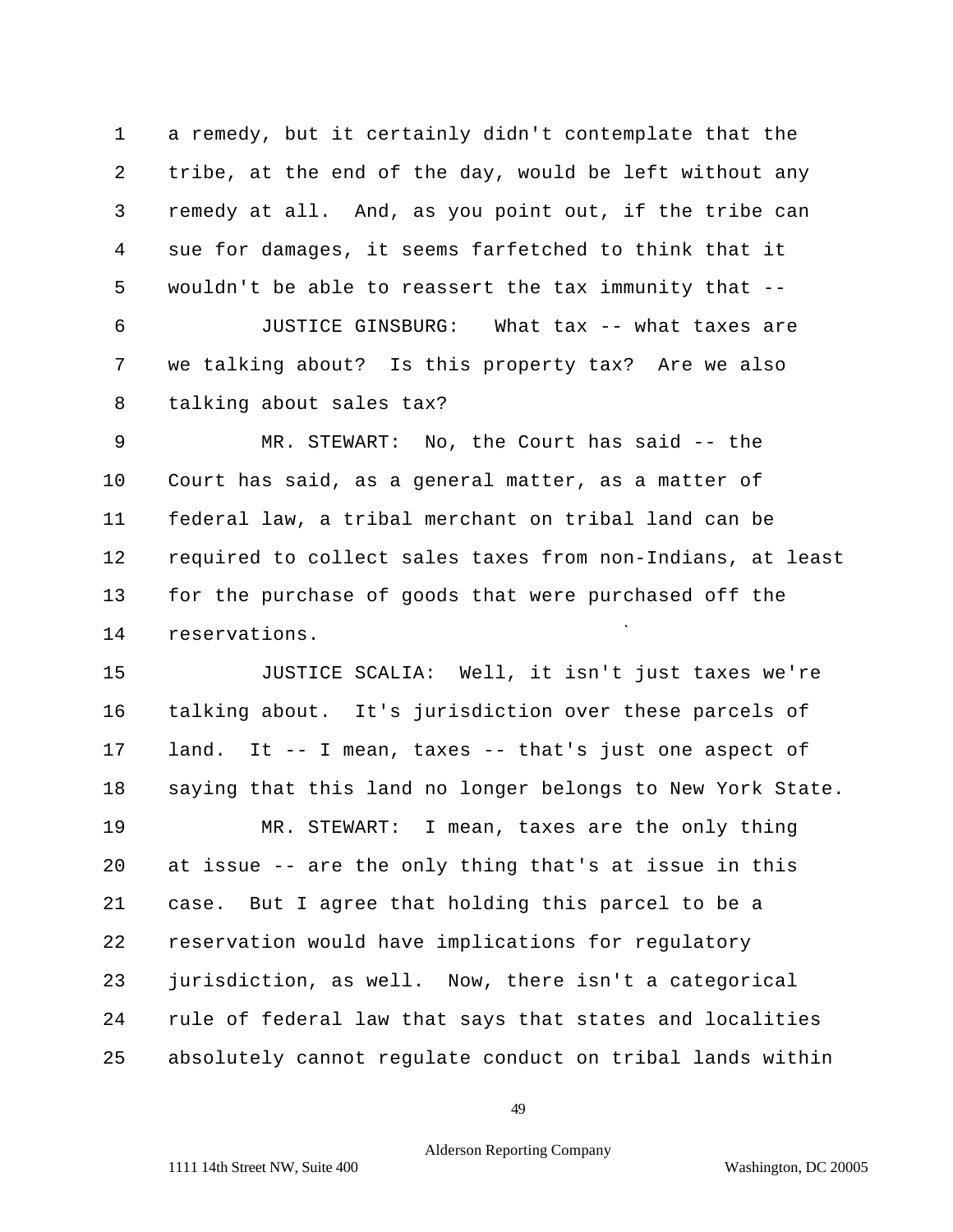a remedy, but it certainly didn't contemplate that the tribe, at the end of the day, would be left without any remedy at all. And, as you point out, if the tribe can sue for damages, it seems farfetched to think that it wouldn't be able to reassert the tax immunity that --

JUSTICE GINSBURG: What tax -- what taxes are we talking about? Is this property tax? Are we also talking about sales tax?

MR. STEWART: No, the Court has said -- the Court has said, as a general matter, as a matter of federal law, a tribal merchant on tribal land can be required to collect sales taxes from non-Indians, at least for the purchase of goods that were purchased off the reservations.

JUSTICE SCALIA: Well, it isn't just taxes we're talking about. It's jurisdiction over these parcels of land. It -- I mean, taxes -- that's just one aspect of saying that this land no longer belongs to New York State.

MR. STEWART: I mean, taxes are the only thing at issue -- are the only thing that's at issue in this case. But I agree that holding this parcel to be a reservation would have implications for regulatory jurisdiction, as well. Now, there isn't a categorical rule of federal law that says that states and localities absolutely cannot regulate conduct on tribal lands within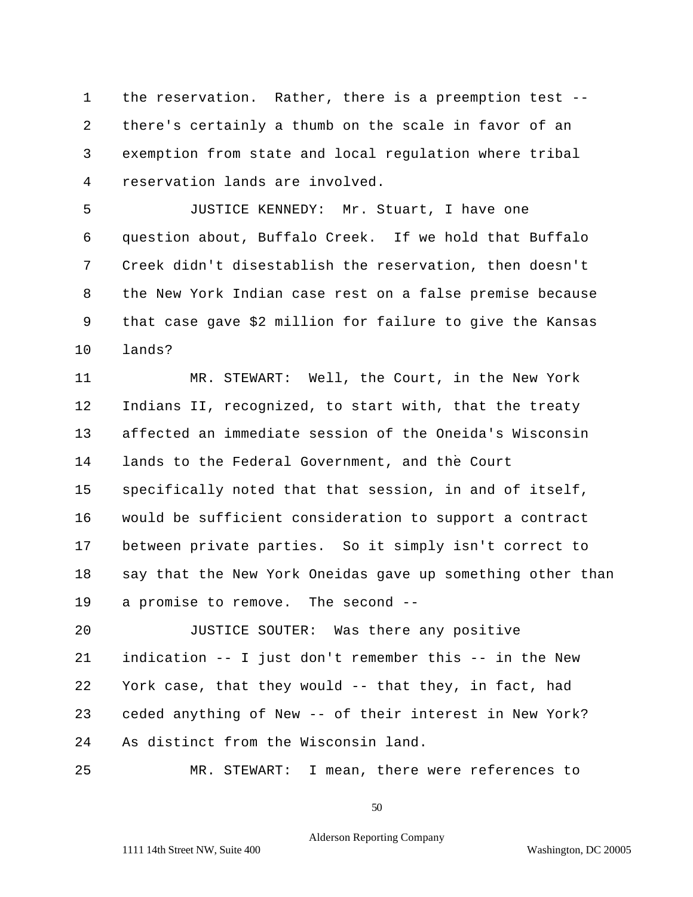1 the reservation. Rather, there is a preemption test --

2 there's certainly a thumb on the scale in favor of an

3 exemption from state and local regulation where tribal

4 reservation lands are involved.

5 JUSTICE KENNEDY: Mr. Stuart, I have one

6 question about, Buffalo Creek. If we hold that Buffalo

7 Creek didn't disestablish the reservation, then doesn't

8 the New York Indian case rest on a false premise because

9 that case gave $2 million for failure to give the Kansas

10 lands?

11 MR. STEWART: Well, the Court, in the New York

12 Indians II, recognized, to start with, that the treaty

13 affected an immediate session of the Oneida's Wisconsin

14 lands to the Federal Government, and the Court

15 specifically noted that that session, in and of itself,

16 would be sufficient consideration to support a contract

17 between private parties. So it simply isn't correct to

18 say that the New York Oneidas gave up something other than

19 a promise to remove. The second --

20 JUSTICE SOUTER: Was there any positive

21 indication -- I just don't remember this -- in the New

22 York case, that they would -- that they, in fact, had

23 ceded anything of New -- of their interest in New York?

24 As distinct from the Wisconsin land.

25 MR. STEWART: I mean, there were references to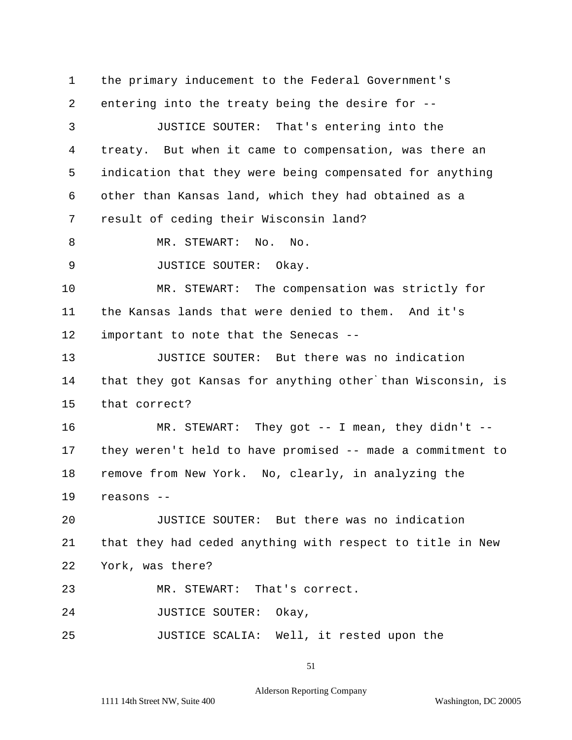the primary inducement to the Federal Government's entering into the treaty being the desire for --

JUSTICE SOUTER: That's entering into the treaty. But when it came to compensation, was there an indication that they were being compensated for anything other than Kansas land, which they had obtained as a result of ceding their Wisconsin land?

MR. STEWART: No. No.

JUSTICE SOUTER: Okay.

MR. STEWART: The compensation was strictly for the Kansas lands that were denied to them. And it's important to note that the Senecas --

JUSTICE SOUTER: But there was no indication that they got Kansas for anything other`than Wisconsin, is that correct?

MR. STEWART: They got -- I mean, they didn't -- they weren't held to have promised -- made a commitment to remove from New York. No, clearly, in analyzing the reasons --

JUSTICE SOUTER: But there was no indication that they had ceded anything with respect to title in New York, was there?

MR. STEWART: That's correct.

JUSTICE SOUTER: Okay,

JUSTICE SCALIA: Well, it rested upon the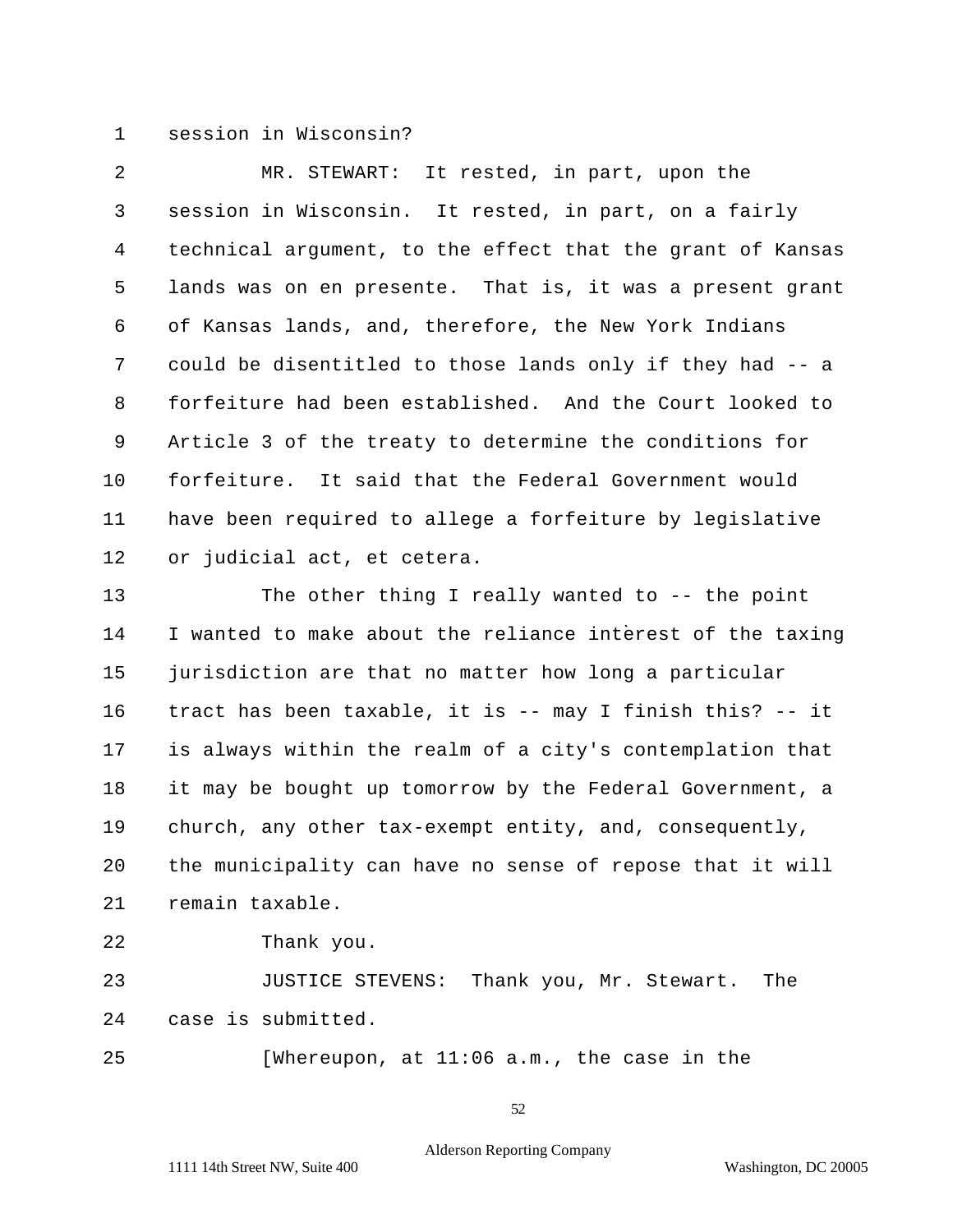1 session in Wisconsin?

2 MR. STEWART: It rested, in part, upon the

3 session in Wisconsin. It rested, in part, on a fairly

4 technical argument, to the effect that the grant of Kansas

5 lands was on en presente. That is, it was a present grant

6 of Kansas lands, and, therefore, the New York Indians

7 could be disentitled to those lands only if they had -- a

8 forfeiture had been established. And the Court looked to

9 Article 3 of the treaty to determine the conditions for

10 forfeiture. It said that the Federal Government would

11 have been required to allege a forfeiture by legislative

12 or judicial act, et cetera.

13 The other thing I really wanted to -- the point

14 I wanted to make about the reliance interest of the taxing

15 jurisdiction are that no matter how long a particular

16 tract has been taxable, it is -- may I finish this? -- it

17 is always within the realm of a city's contemplation that

18 it may be bought up tomorrow by the Federal Government, a

19 church, any other tax-exempt entity, and, consequently,

20 the municipality can have no sense of repose that it will

21 remain taxable.

22 Thank you.

23 JUSTICE STEVENS: Thank you, Mr. Stewart. The

24 case is submitted.

25 [Whereupon, at 11:06 a.m., the case in the

Alderson Reporting Company

1111 14th Street NW, Suite 400 Washington, DC 20005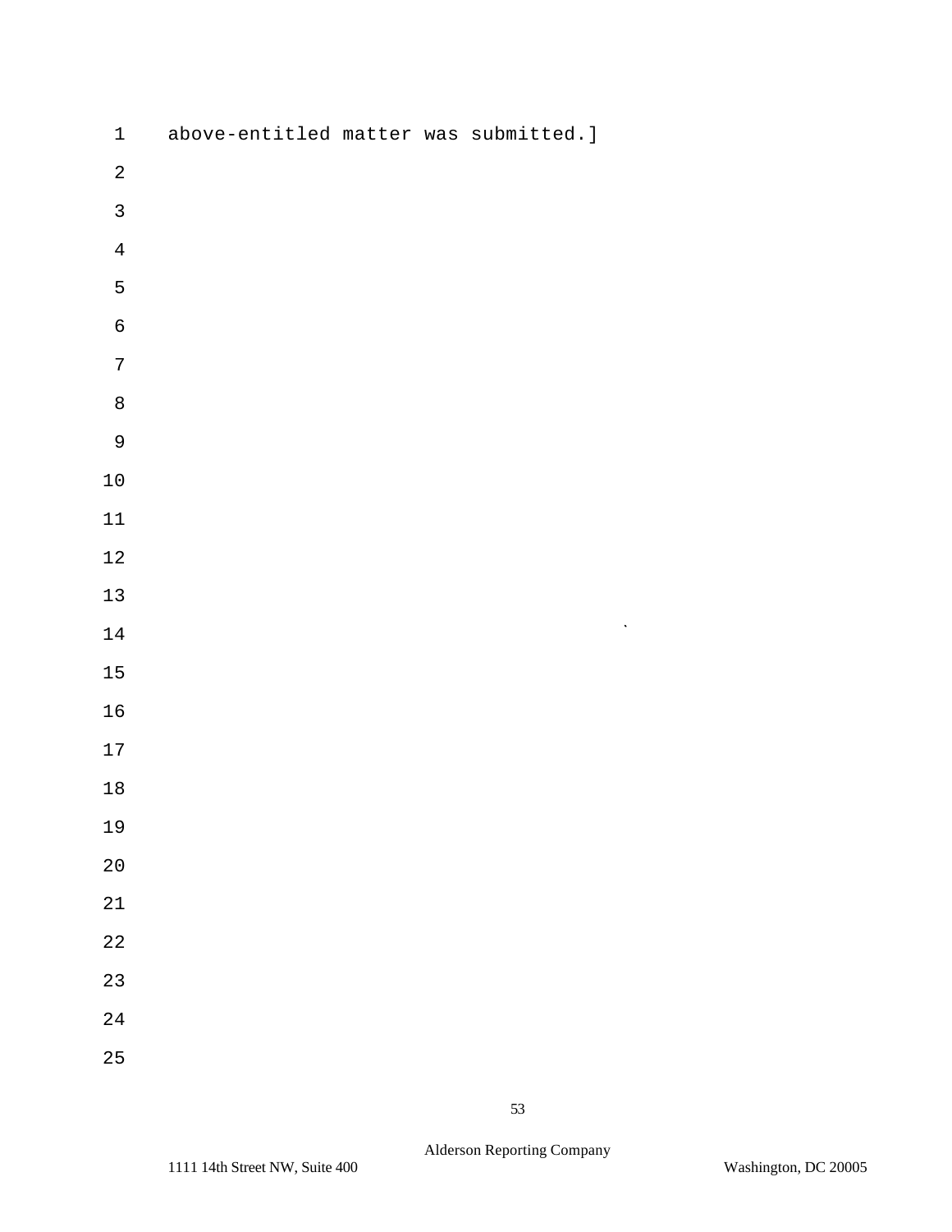above-entitled matter was submitted.]